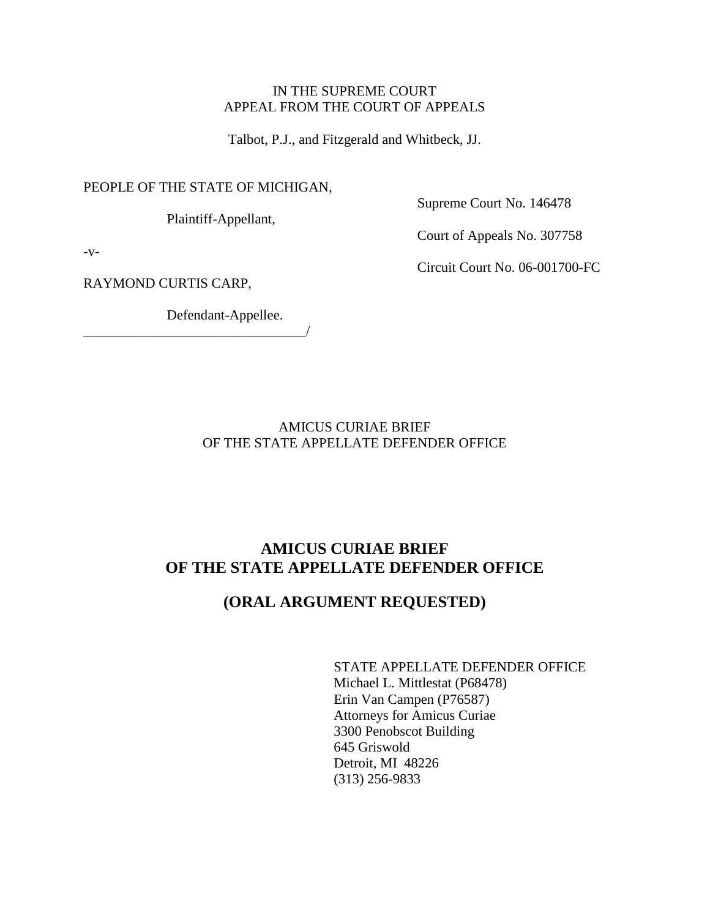IN THE SUPREME COURT
APPEAL FROM THE COURT OF APPEALS

Talbot, P.J., and Fitzgerald and Whitbeck, JJ.

PEOPLE OF THE STATE OF MICHIGAN,

Plaintiff-Appellant,

-v-

RAYMOND CURTIS CARP,

Defendant-Appellee.
________________________________/

Supreme Court No. 146478

Court of Appeals No. 307758

Circuit Court No. 06-001700-FC

AMICUS CURIAE BRIEF
OF THE STATE APPELLATE DEFENDER OFFICE

## AMICUS CURIAE BRIEF OF THE STATE APPELLATE DEFENDER OFFICE

## (ORAL ARGUMENT REQUESTED)

STATE APPELLATE DEFENDER OFFICE
Michael L. Mittlestat (P68478)
Erin Van Campen (P76587)
Attorneys for Amicus Curiae
3300 Penobscot Building
645 Griswold
Detroit, MI 48226
(313) 256-9833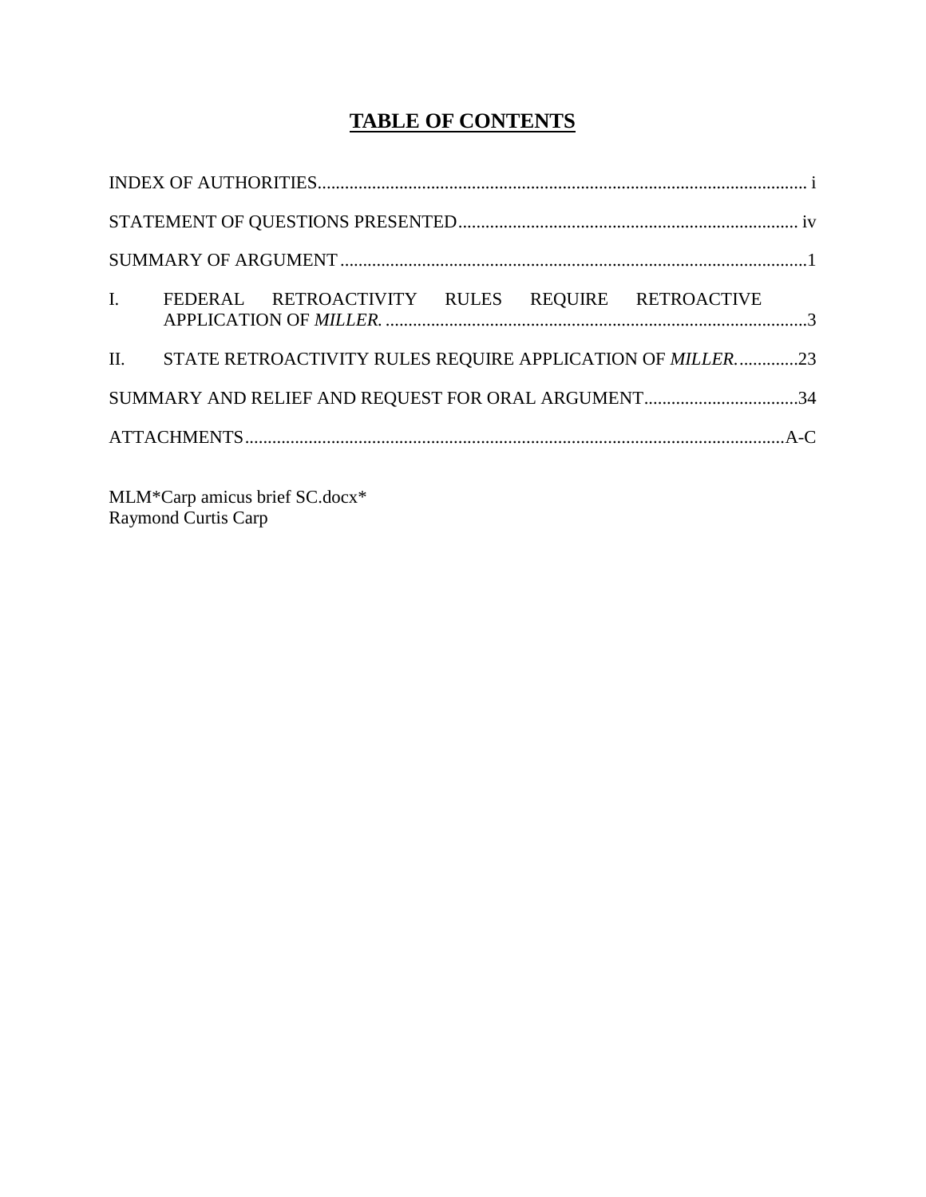# **TABLE OF CONTENTS**

INDEX OF AUTHORITIES............................................................................................................ i

STATEMENT OF QUESTIONS PRESENTED........................................................................... iv

SUMMARY OF ARGUMENT.......................................................................................................1

I. FEDERAL RETROACTIVITY RULES REQUIRE RETROACTIVE APPLICATION OF *MILLER.*..............................................................................................3

II. STATE RETROACTIVITY RULES REQUIRE APPLICATION OF *MILLER.*.............23

SUMMARY AND RELIEF AND REQUEST FOR ORAL ARGUMENT..................................34

ATTACHMENTS......................................................................................................................A-C

MLM*Carp amicus brief SC.docx*
Raymond Curtis Carp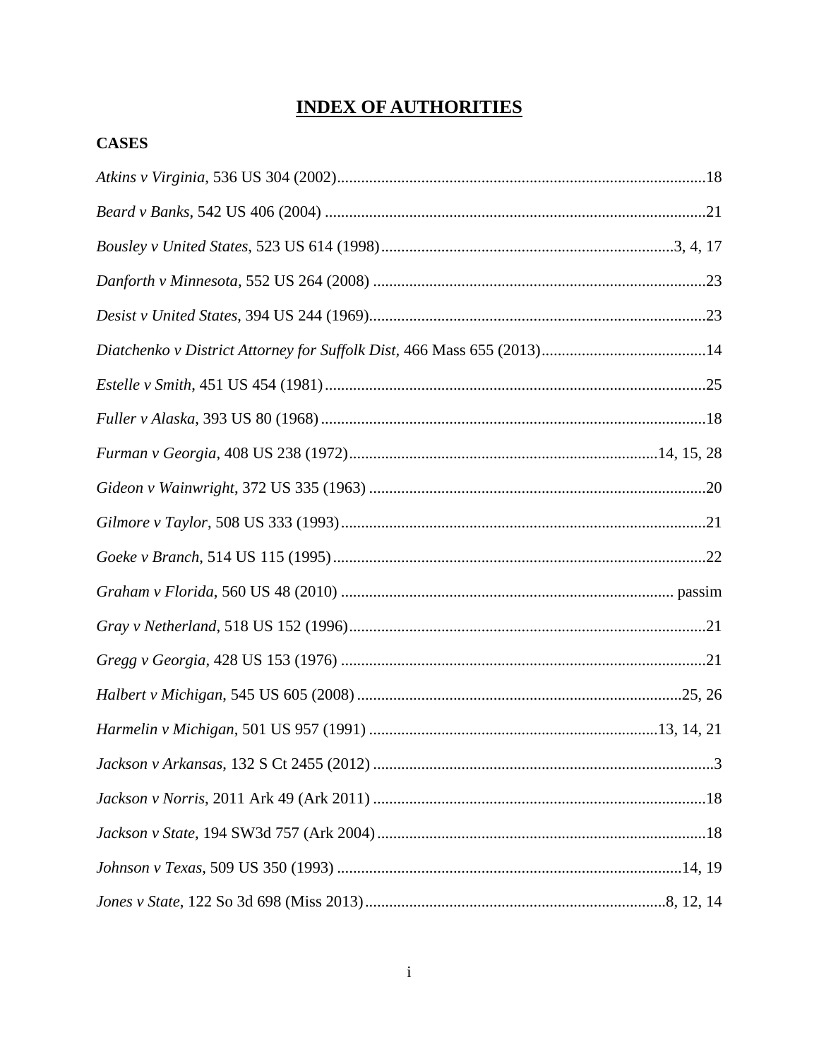# INDEX OF AUTHORITIES

## CASES

*Atkins v Virginia*, 536 US 304 (2002) .... 18

*Beard v Banks*, 542 US 406 (2004) .... 21

*Bousley v United States*, 523 US 614 (1998) .... 3, 4, 17

*Danforth v Minnesota*, 552 US 264 (2008) .... 23

*Desist v United States*, 394 US 244 (1969) .... 23

*Diatchenko v District Attorney for Suffolk Dist*, 466 Mass 655 (2013) .... 14

*Estelle v Smith*, 451 US 454 (1981) .... 25

*Fuller v Alaska*, 393 US 80 (1968) .... 18

*Furman v Georgia*, 408 US 238 (1972) .... 14, 15, 28

*Gideon v Wainwright*, 372 US 335 (1963) .... 20

*Gilmore v Taylor*, 508 US 333 (1993) .... 21

*Goeke v Branch*, 514 US 115 (1995) .... 22

*Graham v Florida*, 560 US 48 (2010) .... passim

*Gray v Netherland*, 518 US 152 (1996) .... 21

*Gregg v Georgia*, 428 US 153 (1976) .... 21

*Halbert v Michigan*, 545 US 605 (2008) .... 25, 26

*Harmelin v Michigan*, 501 US 957 (1991) .... 13, 14, 21

*Jackson v Arkansas*, 132 S Ct 2455 (2012) .... 3

*Jackson v Norris*, 2011 Ark 49 (Ark 2011) .... 18

*Jackson v State*, 194 SW3d 757 (Ark 2004) .... 18

*Johnson v Texas*, 509 US 350 (1993) .... 14, 19

*Jones v State*, 122 So 3d 698 (Miss 2013) .... 8, 12, 14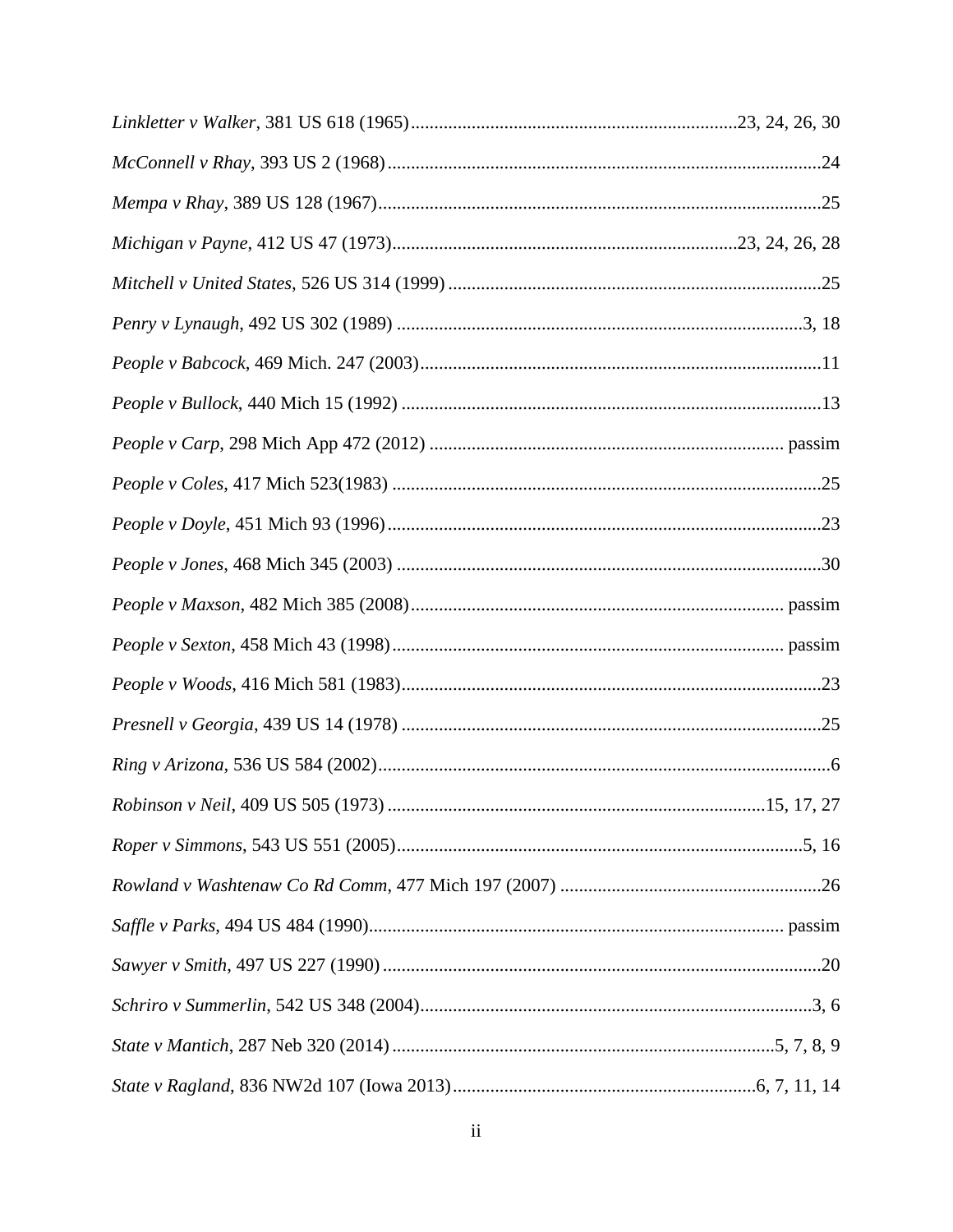*Linkletter v Walker*, 381 US 618 (1965).......................................................................23, 24, 26, 30

*McConnell v Rhay*, 393 US 2 (1968).............................................................................................24

*Mempa v Rhay*, 389 US 128 (1967)...............................................................................................25

*Michigan v Payne*, 412 US 47 (1973)..........................................................................23, 24, 26, 28

*Mitchell v United States*, 526 US 314 (1999) ................................................................................25

*Penry v Lynaugh*, 492 US 302 (1989) .......................................................................................3, 18

*People v Babcock*, 469 Mich. 247 (2003)......................................................................................11

*People v Bullock*, 440 Mich 15 (1992) .........................................................................................13

*People v Carp*, 298 Mich App 472 (2012) ............................................................................ passim

*People v Coles*, 417 Mich 523(1983) ...........................................................................................25

*People v Doyle*, 451 Mich 93 (1996).............................................................................................23

*People v Jones*, 468 Mich 345 (2003) ..........................................................................................30

*People v Maxson*, 482 Mich 385 (2008)................................................................................ passim

*People v Sexton*, 458 Mich 43 (1998)................................................................................... passim

*People v Woods*, 416 Mich 581 (1983).........................................................................................23

*Presnell v Georgia*, 439 US 14 (1978) .........................................................................................25

*Ring v Arizona*, 536 US 584 (2002).................................................................................................6

*Robinson v Neil*, 409 US 505 (1973) ................................................................................15, 17, 27

*Roper v Simmons*, 543 US 551 (2005).......................................................................................5, 16

*Rowland v Washtenaw Co Rd Comm*, 477 Mich 197 (2007) ........................................................26

*Saffle v Parks*, 494 US 484 (1990)......................................................................................... passim

*Sawyer v Smith*, 497 US 227 (1990) ..............................................................................................20

*Schriro v Summerlin*, 542 US 348 (2004)....................................................................................3, 6

*State v Mantich*, 287 Neb 320 (2014) .................................................................................5, 7, 8, 9

*State v Ragland*, 836 NW2d 107 (Iowa 2013)................................................................6, 7, 11, 14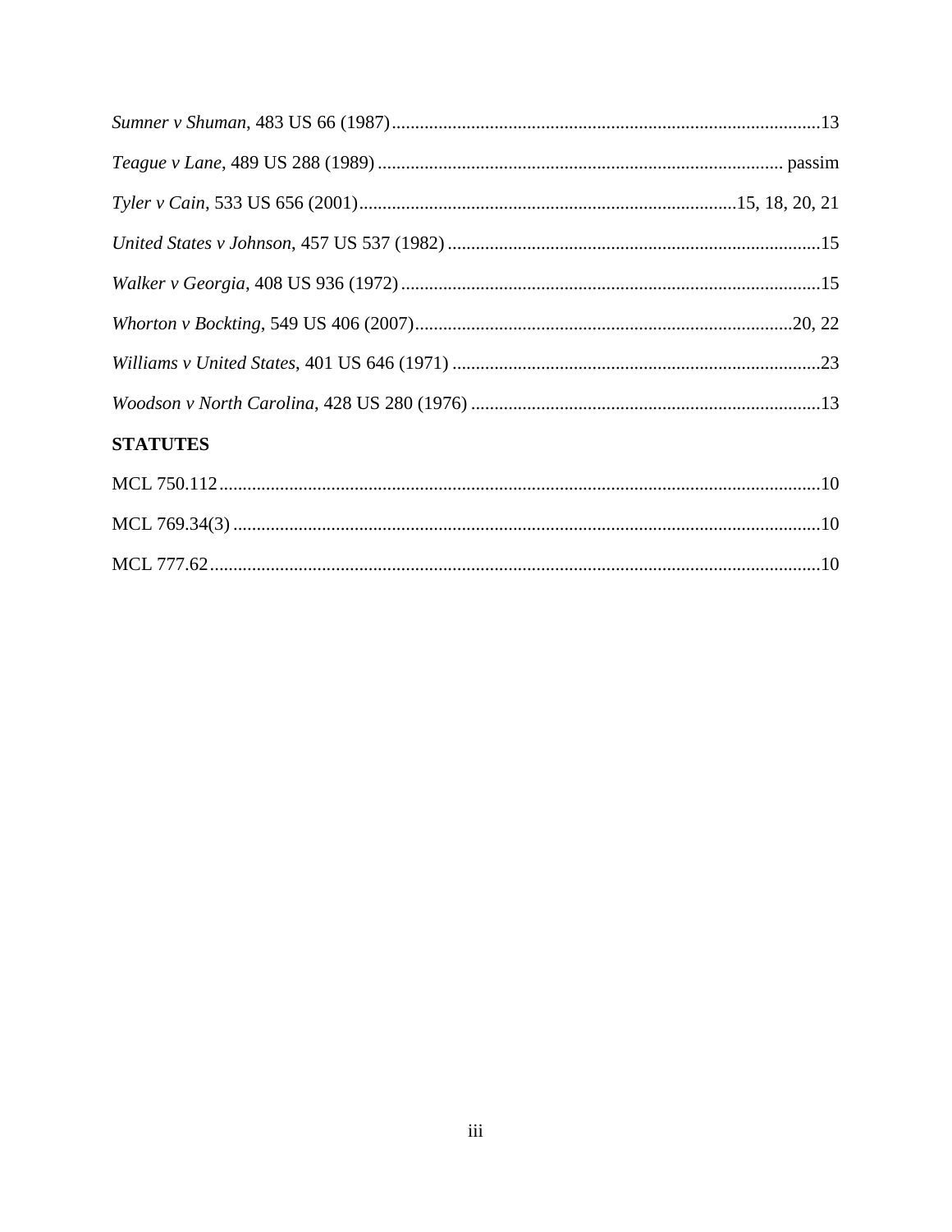*Sumner v Shuman*, 483 US 66 (1987) ........................................................................................... 13

*Teague v Lane*, 489 US 288 (1989) ..................................................................................... passim

*Tyler v Cain*, 533 US 656 (2001) ................................................................................ 15, 18, 20, 21

*United States v Johnson*, 457 US 537 (1982) ............................................................................... 15

*Walker v Georgia*, 408 US 936 (1972) ......................................................................................... 15

*Whorton v Bockting*, 549 US 406 (2007) ................................................................................ 20, 22

*Williams v United States*, 401 US 646 (1971) .............................................................................. 23

*Woodson v North Carolina*, 428 US 280 (1976) .......................................................................... 13

**STATUTES**

MCL 750.112 ................................................................................................................................ 10

MCL 769.34(3) ............................................................................................................................. 10

MCL 777.62 ................................................................................................................................. 10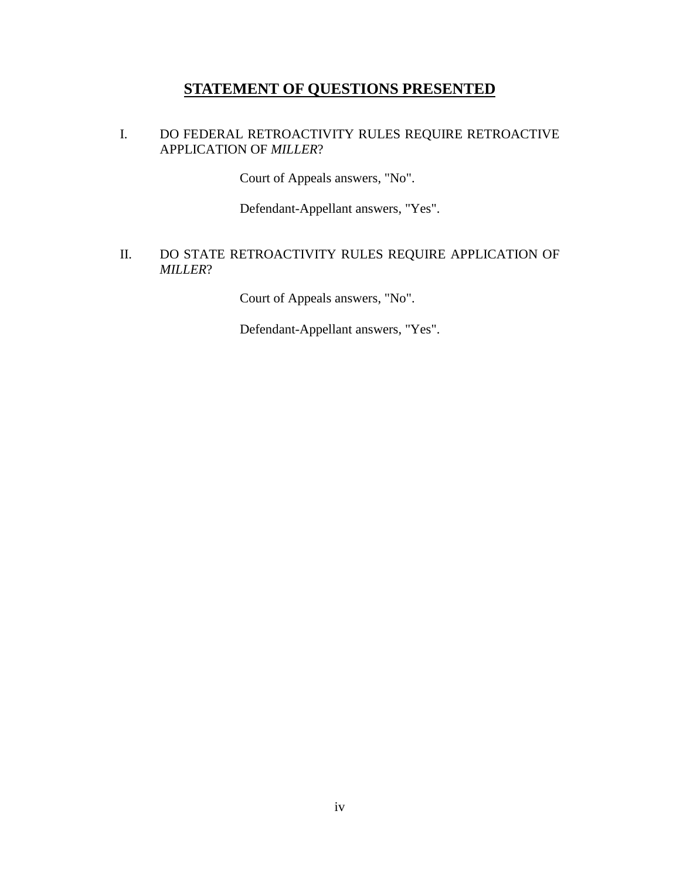# **STATEMENT OF QUESTIONS PRESENTED**

I. DO FEDERAL RETROACTIVITY RULES REQUIRE RETROACTIVE APPLICATION OF *MILLER*?

Court of Appeals answers, "No".

Defendant-Appellant answers, "Yes".

II. DO STATE RETROACTIVITY RULES REQUIRE APPLICATION OF *MILLER*?

Court of Appeals answers, "No".

Defendant-Appellant answers, "Yes".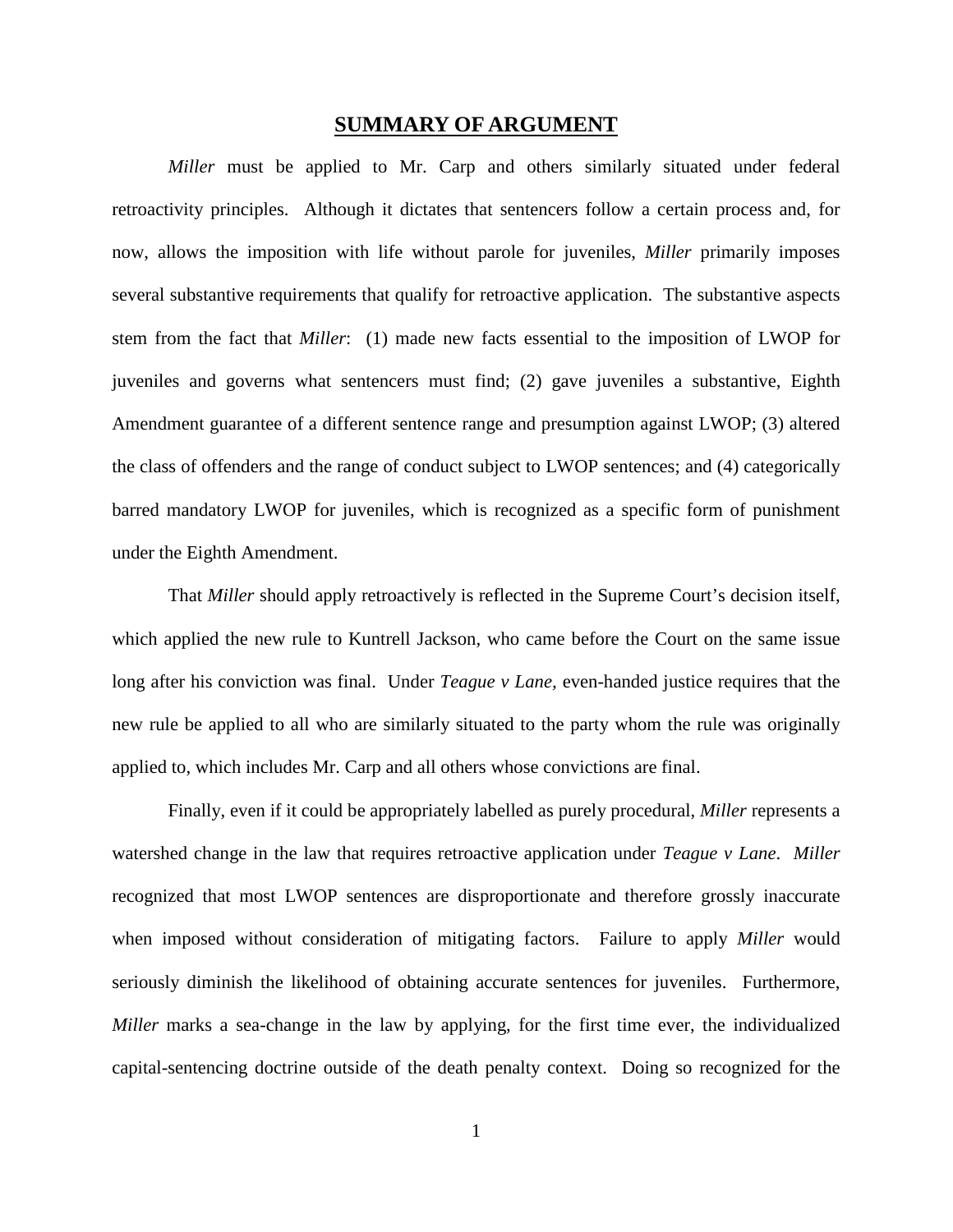# SUMMARY OF ARGUMENT

*Miller* must be applied to Mr. Carp and others similarly situated under federal retroactivity principles. Although it dictates that sentencers follow a certain process and, for now, allows the imposition with life without parole for juveniles, *Miller* primarily imposes several substantive requirements that qualify for retroactive application. The substantive aspects stem from the fact that *Miller*: (1) made new facts essential to the imposition of LWOP for juveniles and governs what sentencers must find; (2) gave juveniles a substantive, Eighth Amendment guarantee of a different sentence range and presumption against LWOP; (3) altered the class of offenders and the range of conduct subject to LWOP sentences; and (4) categorically barred mandatory LWOP for juveniles, which is recognized as a specific form of punishment under the Eighth Amendment.

That *Miller* should apply retroactively is reflected in the Supreme Court's decision itself, which applied the new rule to Kuntrell Jackson, who came before the Court on the same issue long after his conviction was final. Under *Teague v Lane*, even-handed justice requires that the new rule be applied to all who are similarly situated to the party whom the rule was originally applied to, which includes Mr. Carp and all others whose convictions are final.

Finally, even if it could be appropriately labelled as purely procedural, *Miller* represents a watershed change in the law that requires retroactive application under *Teague v Lane*. *Miller* recognized that most LWOP sentences are disproportionate and therefore grossly inaccurate when imposed without consideration of mitigating factors. Failure to apply *Miller* would seriously diminish the likelihood of obtaining accurate sentences for juveniles. Furthermore, *Miller* marks a sea-change in the law by applying, for the first time ever, the individualized capital-sentencing doctrine outside of the death penalty context. Doing so recognized for the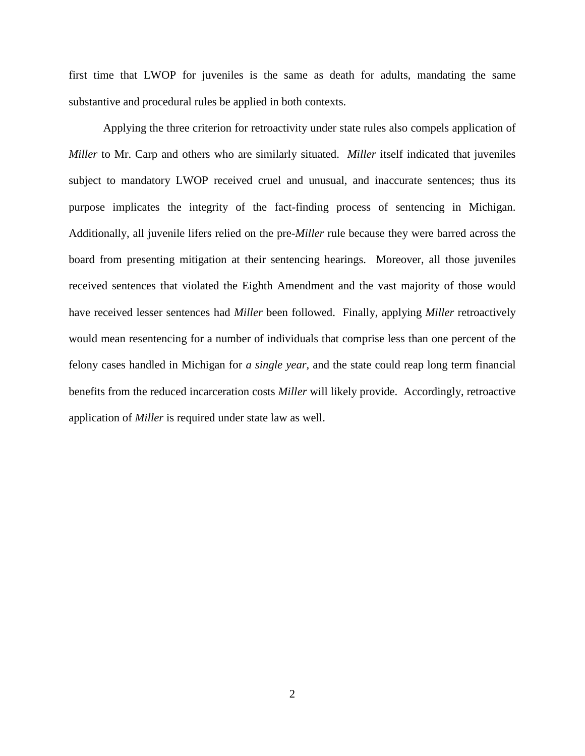first time that LWOP for juveniles is the same as death for adults, mandating the same substantive and procedural rules be applied in both contexts.

Applying the three criterion for retroactivity under state rules also compels application of *Miller* to Mr. Carp and others who are similarly situated. *Miller* itself indicated that juveniles subject to mandatory LWOP received cruel and unusual, and inaccurate sentences; thus its purpose implicates the integrity of the fact-finding process of sentencing in Michigan. Additionally, all juvenile lifers relied on the pre-*Miller* rule because they were barred across the board from presenting mitigation at their sentencing hearings. Moreover, all those juveniles received sentences that violated the Eighth Amendment and the vast majority of those would have received lesser sentences had *Miller* been followed. Finally, applying *Miller* retroactively would mean resentencing for a number of individuals that comprise less than one percent of the felony cases handled in Michigan for *a single year*, and the state could reap long term financial benefits from the reduced incarceration costs *Miller* will likely provide. Accordingly, retroactive application of *Miller* is required under state law as well.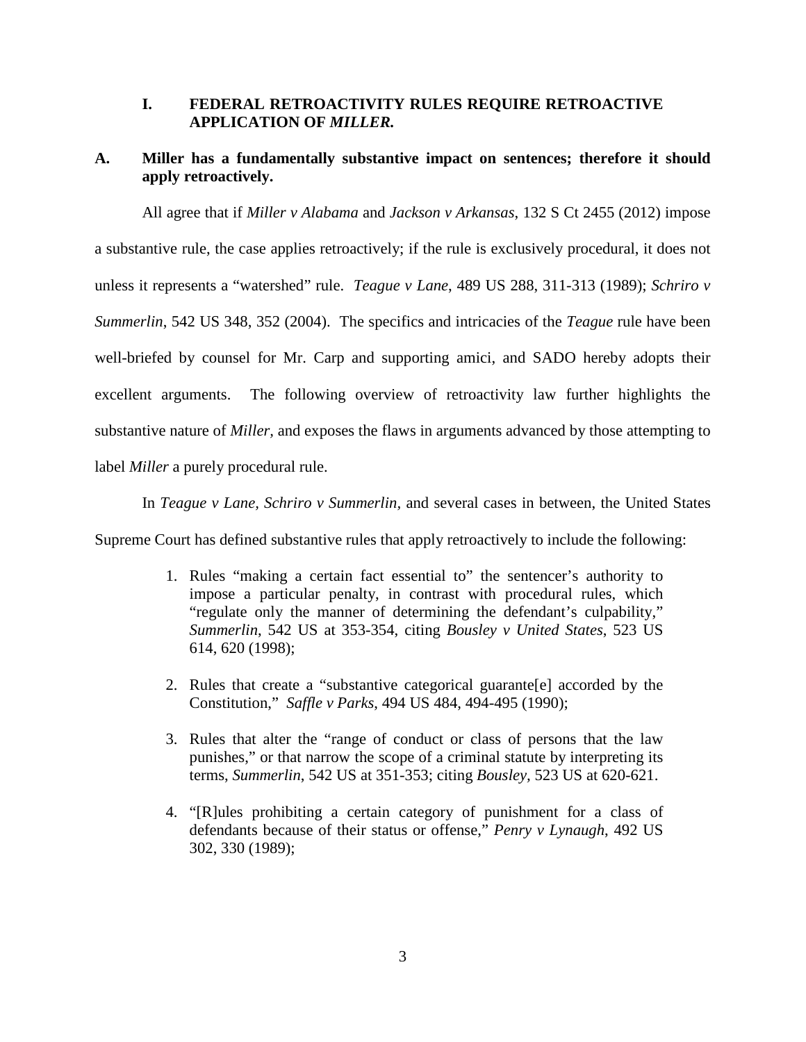## I. FEDERAL RETROACTIVITY RULES REQUIRE RETROACTIVE APPLICATION OF *MILLER.*

### A. Miller has a fundamentally substantive impact on sentences; therefore it should apply retroactively.

All agree that if *Miller v Alabama* and *Jackson v Arkansas*, 132 S Ct 2455 (2012) impose a substantive rule, the case applies retroactively; if the rule is exclusively procedural, it does not unless it represents a "watershed" rule. *Teague v Lane*, 489 US 288, 311-313 (1989); *Schriro v Summerlin*, 542 US 348, 352 (2004). The specifics and intricacies of the *Teague* rule have been well-briefed by counsel for Mr. Carp and supporting amici, and SADO hereby adopts their excellent arguments. The following overview of retroactivity law further highlights the substantive nature of *Miller,* and exposes the flaws in arguments advanced by those attempting to label *Miller* a purely procedural rule.

In *Teague v Lane*, *Schriro v Summerlin*, and several cases in between, the United States Supreme Court has defined substantive rules that apply retroactively to include the following:

1. Rules "making a certain fact essential to" the sentencer's authority to impose a particular penalty, in contrast with procedural rules, which "regulate only the manner of determining the defendant's culpability," *Summerlin*, 542 US at 353-354, citing *Bousley v United States*, 523 US 614, 620 (1998);

2. Rules that create a "substantive categorical guarante[e] accorded by the Constitution," *Saffle v Parks*, 494 US 484, 494-495 (1990);

3. Rules that alter the "range of conduct or class of persons that the law punishes," or that narrow the scope of a criminal statute by interpreting its terms, *Summerlin*, 542 US at 351-353; citing *Bousley*, 523 US at 620-621.

4. "[R]ules prohibiting a certain category of punishment for a class of defendants because of their status or offense," *Penry v Lynaugh*, 492 US 302, 330 (1989);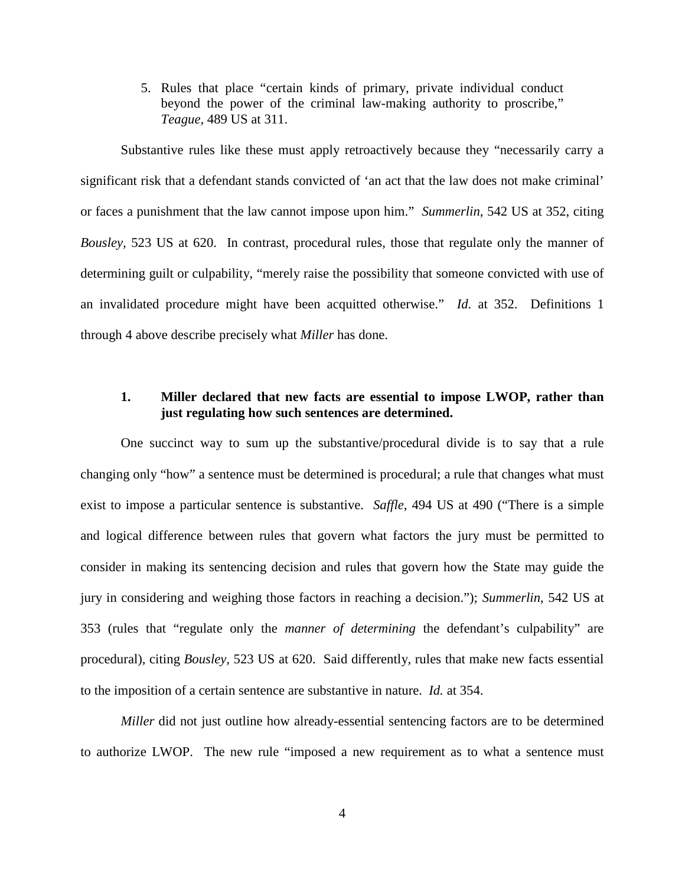5. Rules that place "certain kinds of primary, private individual conduct beyond the power of the criminal law-making authority to proscribe," *Teague*, 489 US at 311.

Substantive rules like these must apply retroactively because they "necessarily carry a significant risk that a defendant stands convicted of 'an act that the law does not make criminal' or faces a punishment that the law cannot impose upon him." *Summerlin*, 542 US at 352, citing *Bousley*, 523 US at 620. In contrast, procedural rules, those that regulate only the manner of determining guilt or culpability, "merely raise the possibility that someone convicted with use of an invalidated procedure might have been acquitted otherwise." *Id*. at 352. Definitions 1 through 4 above describe precisely what *Miller* has done.

### 1. Miller declared that new facts are essential to impose LWOP, rather than just regulating how such sentences are determined.

One succinct way to sum up the substantive/procedural divide is to say that a rule changing only "how" a sentence must be determined is procedural; a rule that changes what must exist to impose a particular sentence is substantive. *Saffle*, 494 US at 490 ("There is a simple and logical difference between rules that govern what factors the jury must be permitted to consider in making its sentencing decision and rules that govern how the State may guide the jury in considering and weighing those factors in reaching a decision."); *Summerlin*, 542 US at 353 (rules that "regulate only the *manner of determining* the defendant's culpability" are procedural), citing *Bousley*, 523 US at 620. Said differently, rules that make new facts essential to the imposition of a certain sentence are substantive in nature. *Id.* at 354.

*Miller* did not just outline how already-essential sentencing factors are to be determined to authorize LWOP. The new rule "imposed a new requirement as to what a sentence must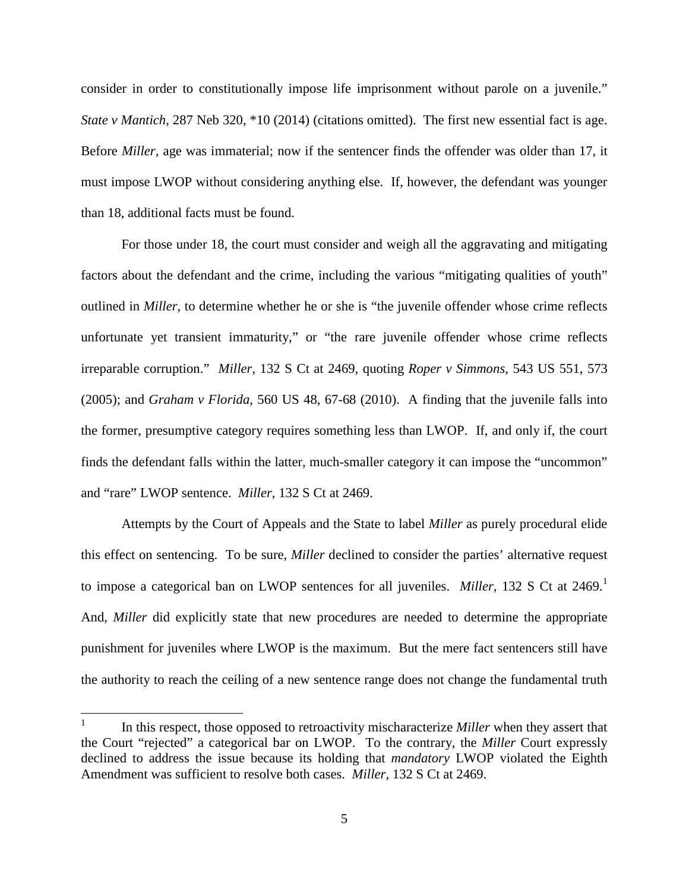consider in order to constitutionally impose life imprisonment without parole on a juvenile." *State v Mantich*, 287 Neb 320, *10 (2014) (citations omitted). The first new essential fact is age. Before *Miller*, age was immaterial; now if the sentencer finds the offender was older than 17, it must impose LWOP without considering anything else. If, however, the defendant was younger than 18, additional facts must be found.

For those under 18, the court must consider and weigh all the aggravating and mitigating factors about the defendant and the crime, including the various "mitigating qualities of youth" outlined in *Miller,* to determine whether he or she is "the juvenile offender whose crime reflects unfortunate yet transient immaturity," or "the rare juvenile offender whose crime reflects irreparable corruption." *Miller*, 132 S Ct at 2469, quoting *Roper v Simmons,* 543 US 551, 573 (2005); and *Graham v Florida*, 560 US 48, 67-68 (2010). A finding that the juvenile falls into the former, presumptive category requires something less than LWOP. If, and only if, the court finds the defendant falls within the latter, much-smaller category it can impose the "uncommon" and "rare" LWOP sentence. *Miller*, 132 S Ct at 2469.

Attempts by the Court of Appeals and the State to label *Miller* as purely procedural elide this effect on sentencing. To be sure, *Miller* declined to consider the parties' alternative request to impose a categorical ban on LWOP sentences for all juveniles. *Miller*, 132 S Ct at 2469.[1] And, *Miller* did explicitly state that new procedures are needed to determine the appropriate punishment for juveniles where LWOP is the maximum. But the mere fact sentencers still have the authority to reach the ceiling of a new sentence range does not change the fundamental truth

---

[1] In this respect, those opposed to retroactivity mischaracterize *Miller* when they assert that the Court "rejected" a categorical bar on LWOP. To the contrary, the *Miller* Court expressly declined to address the issue because its holding that *mandatory* LWOP violated the Eighth Amendment was sufficient to resolve both cases. *Miller*, 132 S Ct at 2469.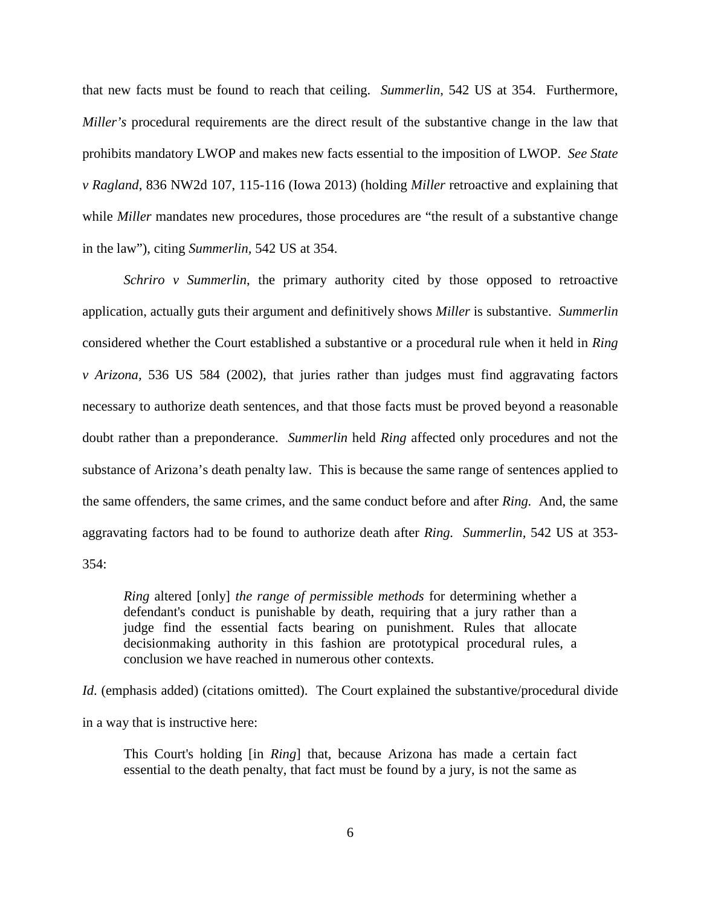that new facts must be found to reach that ceiling. *Summerlin*, 542 US at 354. Furthermore, *Miller's* procedural requirements are the direct result of the substantive change in the law that prohibits mandatory LWOP and makes new facts essential to the imposition of LWOP. *See State v Ragland*, 836 NW2d 107, 115-116 (Iowa 2013) (holding *Miller* retroactive and explaining that while *Miller* mandates new procedures, those procedures are "the result of a substantive change in the law"), citing *Summerlin*, 542 US at 354.

*Schriro v Summerlin*, the primary authority cited by those opposed to retroactive application, actually guts their argument and definitively shows *Miller* is substantive. *Summerlin* considered whether the Court established a substantive or a procedural rule when it held in *Ring v Arizona*, 536 US 584 (2002), that juries rather than judges must find aggravating factors necessary to authorize death sentences, and that those facts must be proved beyond a reasonable doubt rather than a preponderance. *Summerlin* held *Ring* affected only procedures and not the substance of Arizona's death penalty law. This is because the same range of sentences applied to the same offenders, the same crimes, and the same conduct before and after *Ring.* And, the same aggravating factors had to be found to authorize death after *Ring. Summerlin*, 542 US at 353-354:

> *Ring* altered [only] *the range of permissible methods* for determining whether a defendant's conduct is punishable by death, requiring that a jury rather than a judge find the essential facts bearing on punishment. Rules that allocate decisionmaking authority in this fashion are prototypical procedural rules, a conclusion we have reached in numerous other contexts.

*Id.* (emphasis added) (citations omitted). The Court explained the substantive/procedural divide in a way that is instructive here:

> This Court's holding [in *Ring*] that, because Arizona has made a certain fact essential to the death penalty, that fact must be found by a jury, is not the same as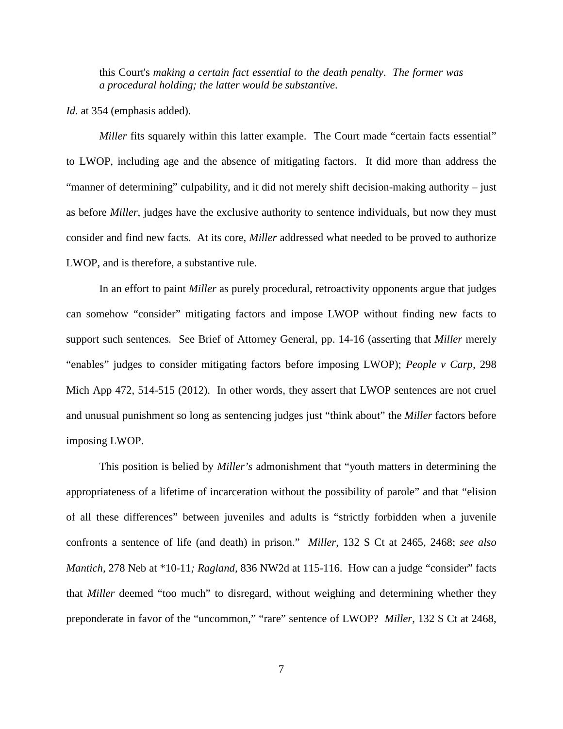> this Court's *making a certain fact essential to the death penalty*. *The former was a procedural holding; the latter would be substantive*.

*Id.* at 354 (emphasis added).

*Miller* fits squarely within this latter example. The Court made "certain facts essential" to LWOP, including age and the absence of mitigating factors. It did more than address the "manner of determining" culpability, and it did not merely shift decision-making authority – just as before *Miller*, judges have the exclusive authority to sentence individuals, but now they must consider and find new facts. At its core, *Miller* addressed what needed to be proved to authorize LWOP, and is therefore, a substantive rule.

In an effort to paint *Miller* as purely procedural, retroactivity opponents argue that judges can somehow "consider" mitigating factors and impose LWOP without finding new facts to support such sentences. See Brief of Attorney General, pp. 14-16 (asserting that *Miller* merely "enables" judges to consider mitigating factors before imposing LWOP); *People v Carp*, 298 Mich App 472, 514-515 (2012). In other words, they assert that LWOP sentences are not cruel and unusual punishment so long as sentencing judges just "think about" the *Miller* factors before imposing LWOP.

This position is belied by *Miller's* admonishment that "youth matters in determining the appropriateness of a lifetime of incarceration without the possibility of parole" and that "elision of all these differences" between juveniles and adults is "strictly forbidden when a juvenile confronts a sentence of life (and death) in prison." *Miller*, 132 S Ct at 2465, 2468; *see also Mantich*, 278 Neb at \*10-11*; Ragland*, 836 NW2d at 115-116. How can a judge "consider" facts that *Miller* deemed "too much" to disregard, without weighing and determining whether they preponderate in favor of the "uncommon," "rare" sentence of LWOP? *Miller*, 132 S Ct at 2468,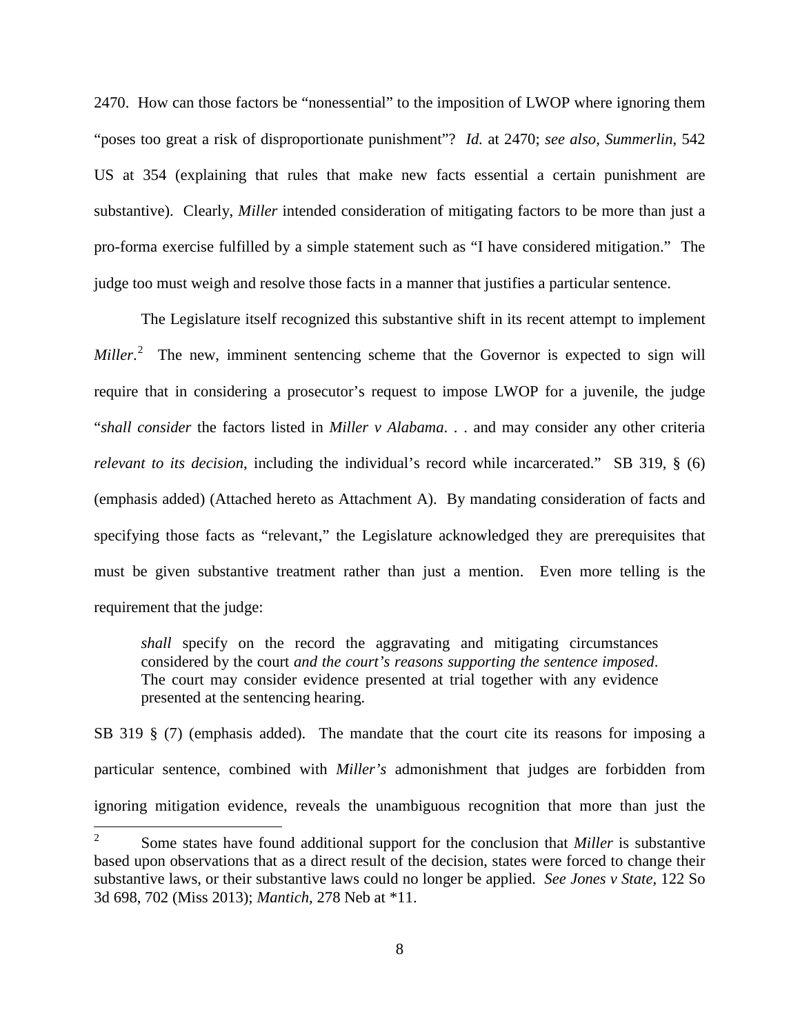2470. How can those factors be "nonessential" to the imposition of LWOP where ignoring them "poses too great a risk of disproportionate punishment"? *Id.* at 2470; *see also, Summerlin*, 542 US at 354 (explaining that rules that make new facts essential a certain punishment are substantive). Clearly, *Miller* intended consideration of mitigating factors to be more than just a pro-forma exercise fulfilled by a simple statement such as "I have considered mitigation." The judge too must weigh and resolve those facts in a manner that justifies a particular sentence.

The Legislature itself recognized this substantive shift in its recent attempt to implement *Miller*.[2] The new, imminent sentencing scheme that the Governor is expected to sign will require that in considering a prosecutor's request to impose LWOP for a juvenile, the judge "*shall consider* the factors listed in *Miller v Alabama*. . . and may consider any other criteria *relevant to its decision*, including the individual's record while incarcerated." SB 319, § (6) (emphasis added) (Attached hereto as Attachment A). By mandating consideration of facts and specifying those facts as "relevant," the Legislature acknowledged they are prerequisites that must be given substantive treatment rather than just a mention. Even more telling is the requirement that the judge:

> *shall* specify on the record the aggravating and mitigating circumstances considered by the court *and the court's reasons supporting the sentence imposed*. The court may consider evidence presented at trial together with any evidence presented at the sentencing hearing.

SB 319 § (7) (emphasis added). The mandate that the court cite its reasons for imposing a particular sentence, combined with *Miller's* admonishment that judges are forbidden from ignoring mitigation evidence, reveals the unambiguous recognition that more than just the

---

[2] Some states have found additional support for the conclusion that *Miller* is substantive based upon observations that as a direct result of the decision, states were forced to change their substantive laws, or their substantive laws could no longer be applied. *See Jones v State*, 122 So 3d 698, 702 (Miss 2013); *Mantich,* 278 Neb at *11.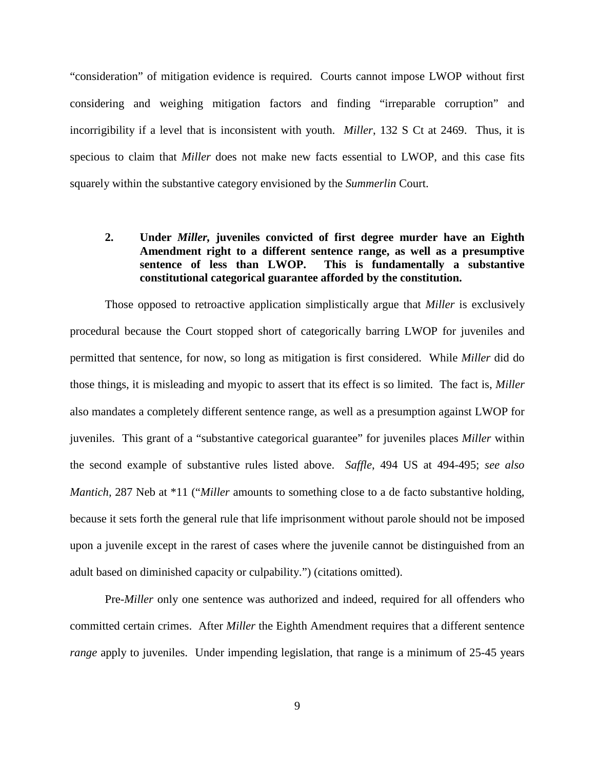"consideration" of mitigation evidence is required. Courts cannot impose LWOP without first considering and weighing mitigation factors and finding "irreparable corruption" and incorrigibility if a level that is inconsistent with youth. *Miller*, 132 S Ct at 2469. Thus, it is specious to claim that *Miller* does not make new facts essential to LWOP, and this case fits squarely within the substantive category envisioned by the *Summerlin* Court.

**2. Under *Miller*, juveniles convicted of first degree murder have an Eighth Amendment right to a different sentence range, as well as a presumptive sentence of less than LWOP. This is fundamentally a substantive constitutional categorical guarantee afforded by the constitution.**

Those opposed to retroactive application simplistically argue that *Miller* is exclusively procedural because the Court stopped short of categorically barring LWOP for juveniles and permitted that sentence, for now, so long as mitigation is first considered. While *Miller* did do those things, it is misleading and myopic to assert that its effect is so limited. The fact is, *Miller* also mandates a completely different sentence range, as well as a presumption against LWOP for juveniles. This grant of a "substantive categorical guarantee" for juveniles places *Miller* within the second example of substantive rules listed above. *Saffle*, 494 US at 494-495; *see also Mantich*, 287 Neb at *11 ("*Miller* amounts to something close to a de facto substantive holding, because it sets forth the general rule that life imprisonment without parole should not be imposed upon a juvenile except in the rarest of cases where the juvenile cannot be distinguished from an adult based on diminished capacity or culpability.") (citations omitted).

Pre-*Miller* only one sentence was authorized and indeed, required for all offenders who committed certain crimes. After *Miller* the Eighth Amendment requires that a different sentence *range* apply to juveniles. Under impending legislation, that range is a minimum of 25-45 years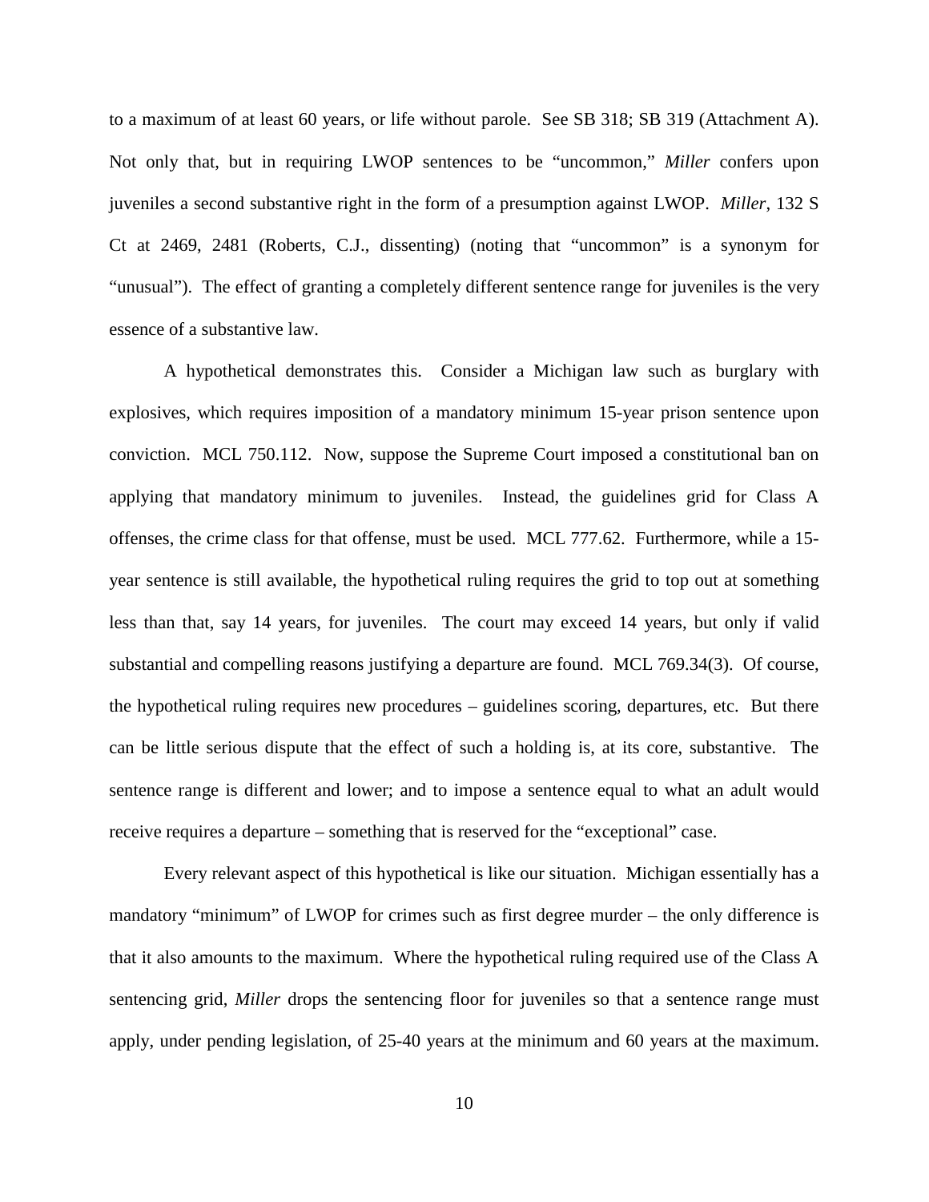to a maximum of at least 60 years, or life without parole. See SB 318; SB 319 (Attachment A). Not only that, but in requiring LWOP sentences to be "uncommon," *Miller* confers upon juveniles a second substantive right in the form of a presumption against LWOP. *Miller*, 132 S Ct at 2469, 2481 (Roberts, C.J., dissenting) (noting that "uncommon" is a synonym for "unusual"). The effect of granting a completely different sentence range for juveniles is the very essence of a substantive law.

A hypothetical demonstrates this. Consider a Michigan law such as burglary with explosives, which requires imposition of a mandatory minimum 15-year prison sentence upon conviction. MCL 750.112. Now, suppose the Supreme Court imposed a constitutional ban on applying that mandatory minimum to juveniles. Instead, the guidelines grid for Class A offenses, the crime class for that offense, must be used. MCL 777.62. Furthermore, while a 15-year sentence is still available, the hypothetical ruling requires the grid to top out at something less than that, say 14 years, for juveniles. The court may exceed 14 years, but only if valid substantial and compelling reasons justifying a departure are found. MCL 769.34(3). Of course, the hypothetical ruling requires new procedures – guidelines scoring, departures, etc. But there can be little serious dispute that the effect of such a holding is, at its core, substantive. The sentence range is different and lower; and to impose a sentence equal to what an adult would receive requires a departure – something that is reserved for the "exceptional" case.

Every relevant aspect of this hypothetical is like our situation. Michigan essentially has a mandatory "minimum" of LWOP for crimes such as first degree murder – the only difference is that it also amounts to the maximum. Where the hypothetical ruling required use of the Class A sentencing grid, *Miller* drops the sentencing floor for juveniles so that a sentence range must apply, under pending legislation, of 25-40 years at the minimum and 60 years at the maximum.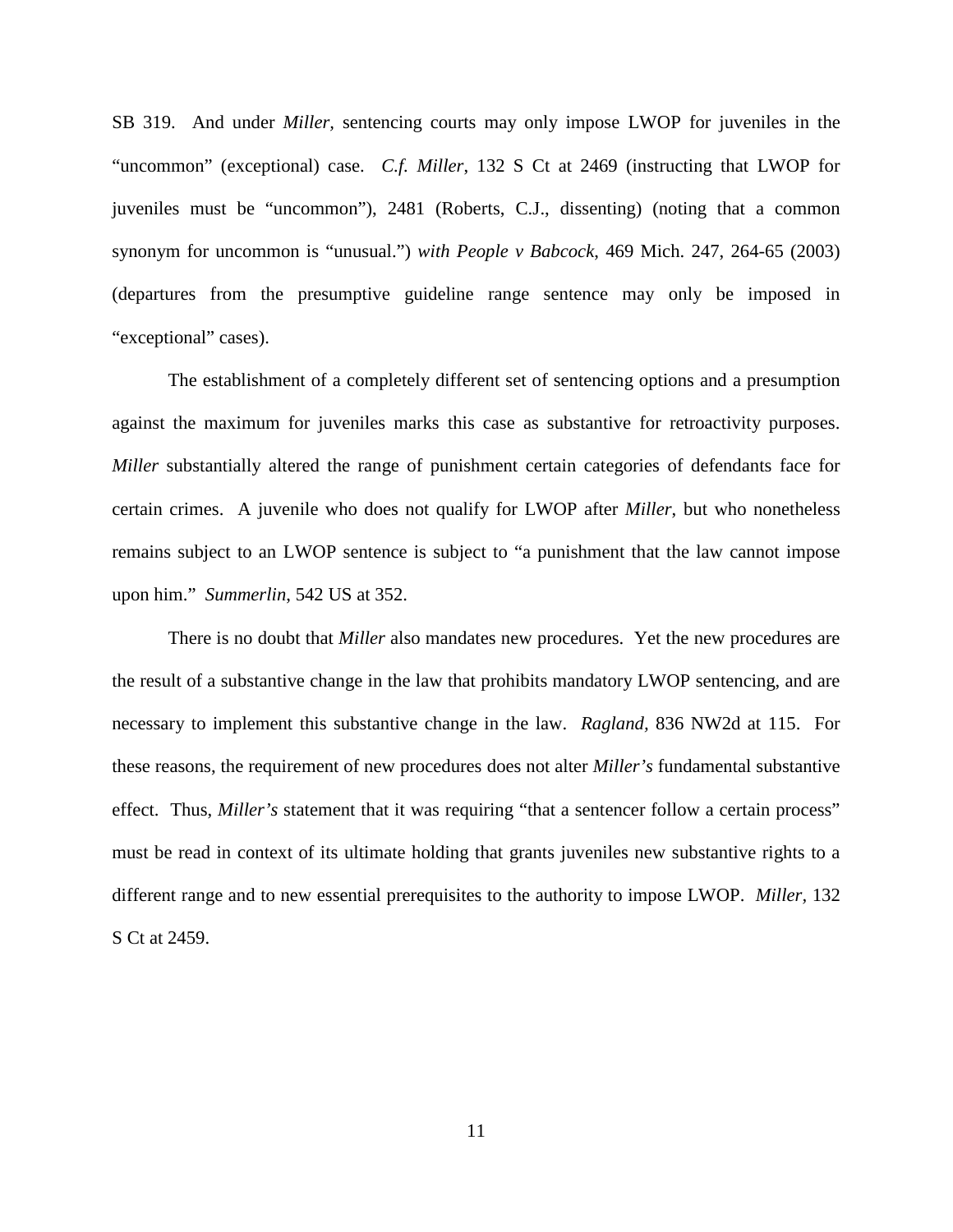SB 319. And under *Miller*, sentencing courts may only impose LWOP for juveniles in the "uncommon" (exceptional) case. *C.f. Miller*, 132 S Ct at 2469 (instructing that LWOP for juveniles must be "uncommon"), 2481 (Roberts, C.J., dissenting) (noting that a common synonym for uncommon is "unusual.") *with People v Babcock*, 469 Mich. 247, 264-65 (2003) (departures from the presumptive guideline range sentence may only be imposed in "exceptional" cases).

The establishment of a completely different set of sentencing options and a presumption against the maximum for juveniles marks this case as substantive for retroactivity purposes. *Miller* substantially altered the range of punishment certain categories of defendants face for certain crimes. A juvenile who does not qualify for LWOP after *Miller*, but who nonetheless remains subject to an LWOP sentence is subject to "a punishment that the law cannot impose upon him." *Summerlin*, 542 US at 352.

There is no doubt that *Miller* also mandates new procedures. Yet the new procedures are the result of a substantive change in the law that prohibits mandatory LWOP sentencing, and are necessary to implement this substantive change in the law. *Ragland,* 836 NW2d at 115. For these reasons, the requirement of new procedures does not alter *Miller's* fundamental substantive effect. Thus, *Miller's* statement that it was requiring "that a sentencer follow a certain process" must be read in context of its ultimate holding that grants juveniles new substantive rights to a different range and to new essential prerequisites to the authority to impose LWOP. *Miller,* 132 S Ct at 2459.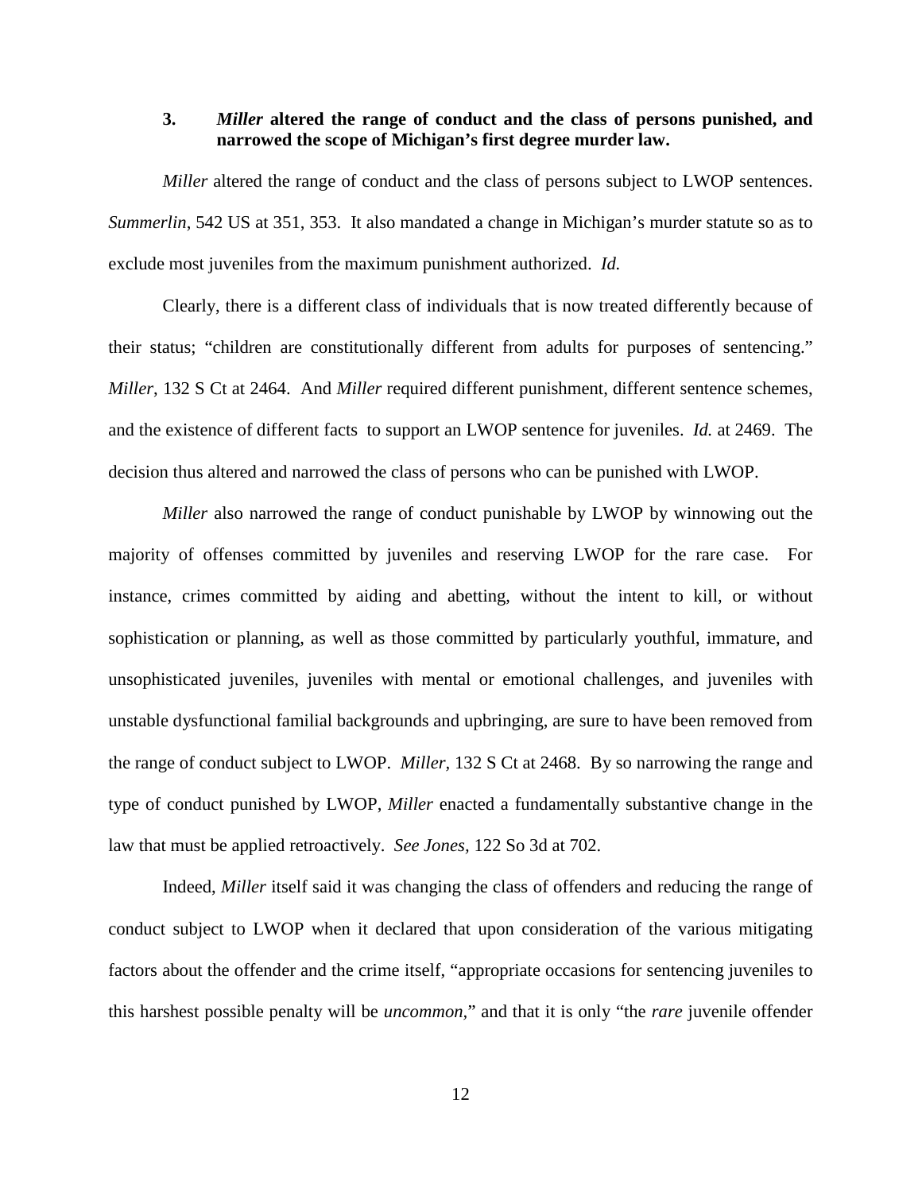### 3. *Miller* altered the range of conduct and the class of persons punished, and narrowed the scope of Michigan's first degree murder law.

*Miller* altered the range of conduct and the class of persons subject to LWOP sentences. *Summerlin*, 542 US at 351, 353. It also mandated a change in Michigan's murder statute so as to exclude most juveniles from the maximum punishment authorized. *Id.*

Clearly, there is a different class of individuals that is now treated differently because of their status; "children are constitutionally different from adults for purposes of sentencing." *Miller*, 132 S Ct at 2464. And *Miller* required different punishment, different sentence schemes, and the existence of different facts to support an LWOP sentence for juveniles. *Id.* at 2469. The decision thus altered and narrowed the class of persons who can be punished with LWOP.

*Miller* also narrowed the range of conduct punishable by LWOP by winnowing out the majority of offenses committed by juveniles and reserving LWOP for the rare case. For instance, crimes committed by aiding and abetting, without the intent to kill, or without sophistication or planning, as well as those committed by particularly youthful, immature, and unsophisticated juveniles, juveniles with mental or emotional challenges, and juveniles with unstable dysfunctional familial backgrounds and upbringing, are sure to have been removed from the range of conduct subject to LWOP. *Miller*, 132 S Ct at 2468. By so narrowing the range and type of conduct punished by LWOP, *Miller* enacted a fundamentally substantive change in the law that must be applied retroactively. *See Jones*, 122 So 3d at 702.

Indeed, *Miller* itself said it was changing the class of offenders and reducing the range of conduct subject to LWOP when it declared that upon consideration of the various mitigating factors about the offender and the crime itself, "appropriate occasions for sentencing juveniles to this harshest possible penalty will be *uncommon*," and that it is only "the *rare* juvenile offender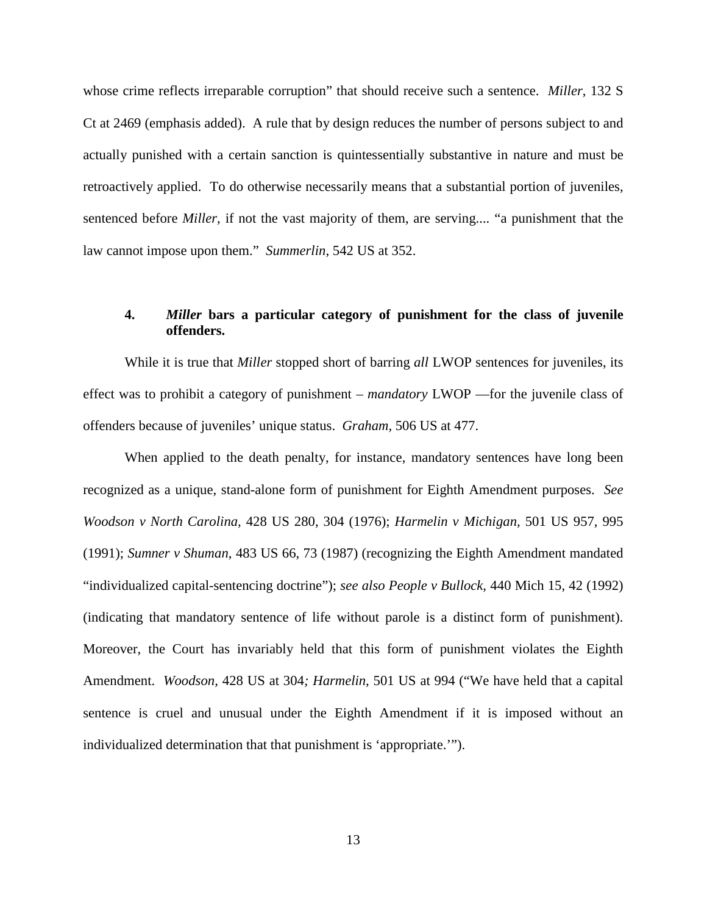whose crime reflects irreparable corruption" that should receive such a sentence. *Miller*, 132 S Ct at 2469 (emphasis added). A rule that by design reduces the number of persons subject to and actually punished with a certain sanction is quintessentially substantive in nature and must be retroactively applied. To do otherwise necessarily means that a substantial portion of juveniles, sentenced before *Miller,* if not the vast majority of them, are serving.... "a punishment that the law cannot impose upon them." *Summerlin*, 542 US at 352.

### 4. *Miller* bars a particular category of punishment for the class of juvenile offenders.

While it is true that *Miller* stopped short of barring *all* LWOP sentences for juveniles, its effect was to prohibit a category of punishment – *mandatory* LWOP —for the juvenile class of offenders because of juveniles' unique status. *Graham,* 506 US at 477.

When applied to the death penalty, for instance, mandatory sentences have long been recognized as a unique, stand-alone form of punishment for Eighth Amendment purposes. *See Woodson v North Carolina,* 428 US 280, 304 (1976); *Harmelin v Michigan*, 501 US 957, 995 (1991); *Sumner v Shuman*, 483 US 66, 73 (1987) (recognizing the Eighth Amendment mandated "individualized capital-sentencing doctrine"); *see also People v Bullock*, 440 Mich 15, 42 (1992) (indicating that mandatory sentence of life without parole is a distinct form of punishment). Moreover, the Court has invariably held that this form of punishment violates the Eighth Amendment. *Woodson,* 428 US at 304*; Harmelin,* 501 US at 994 ("We have held that a capital sentence is cruel and unusual under the Eighth Amendment if it is imposed without an individualized determination that that punishment is 'appropriate.'").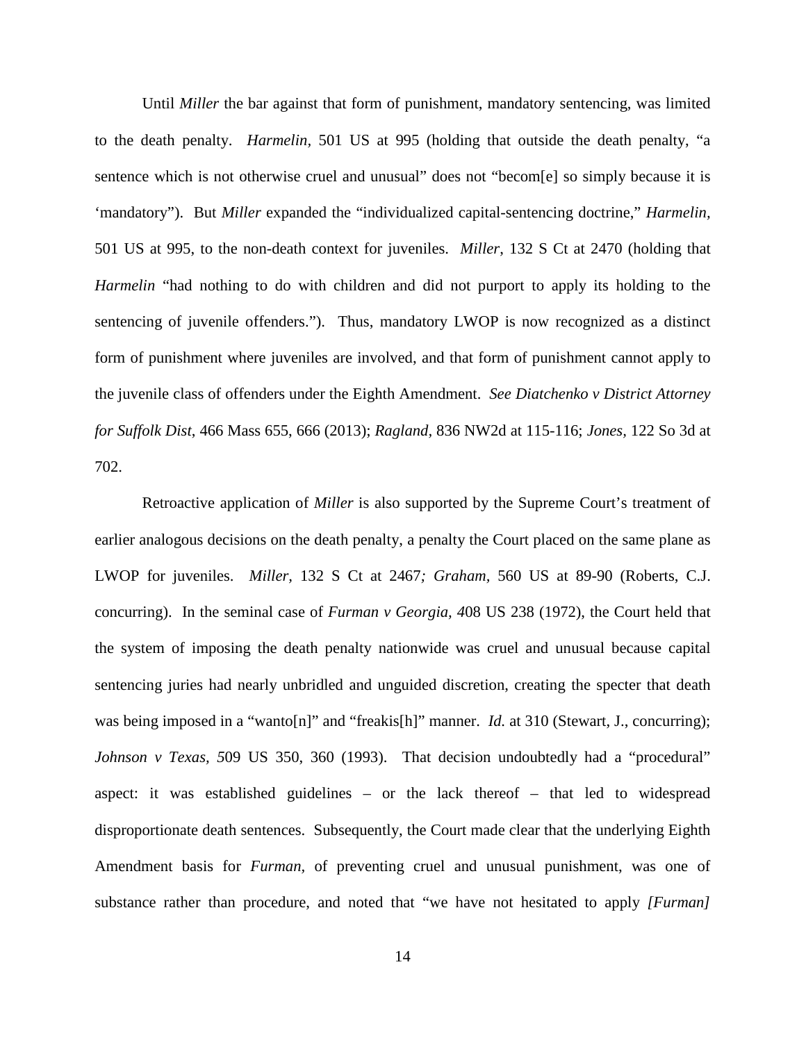Until *Miller* the bar against that form of punishment, mandatory sentencing, was limited to the death penalty. *Harmelin*, 501 US at 995 (holding that outside the death penalty, "a sentence which is not otherwise cruel and unusual" does not "becom[e] so simply because it is 'mandatory"). But *Miller* expanded the "individualized capital-sentencing doctrine," *Harmelin*, 501 US at 995, to the non-death context for juveniles. *Miller*, 132 S Ct at 2470 (holding that *Harmelin* "had nothing to do with children and did not purport to apply its holding to the sentencing of juvenile offenders."). Thus, mandatory LWOP is now recognized as a distinct form of punishment where juveniles are involved, and that form of punishment cannot apply to the juvenile class of offenders under the Eighth Amendment. *See Diatchenko v District Attorney for Suffolk Dist*, 466 Mass 655, 666 (2013); *Ragland*, 836 NW2d at 115-116; *Jones*, 122 So 3d at 702.

Retroactive application of *Miller* is also supported by the Supreme Court's treatment of earlier analogous decisions on the death penalty, a penalty the Court placed on the same plane as LWOP for juveniles. *Miller*, 132 S Ct at 2467*; Graham*, 560 US at 89-90 (Roberts, C.J. concurring). In the seminal case of *Furman v Georgia, 4*08 US 238 (1972), the Court held that the system of imposing the death penalty nationwide was cruel and unusual because capital sentencing juries had nearly unbridled and unguided discretion, creating the specter that death was being imposed in a "wanto[n]" and "freakis[h]" manner. *Id.* at 310 (Stewart, J., concurring); *Johnson v Texas, 5*09 US 350, 360 (1993). That decision undoubtedly had a "procedural" aspect: it was established guidelines – or the lack thereof – that led to widespread disproportionate death sentences. Subsequently, the Court made clear that the underlying Eighth Amendment basis for *Furman,* of preventing cruel and unusual punishment, was one of substance rather than procedure, and noted that "we have not hesitated to apply *[Furman]*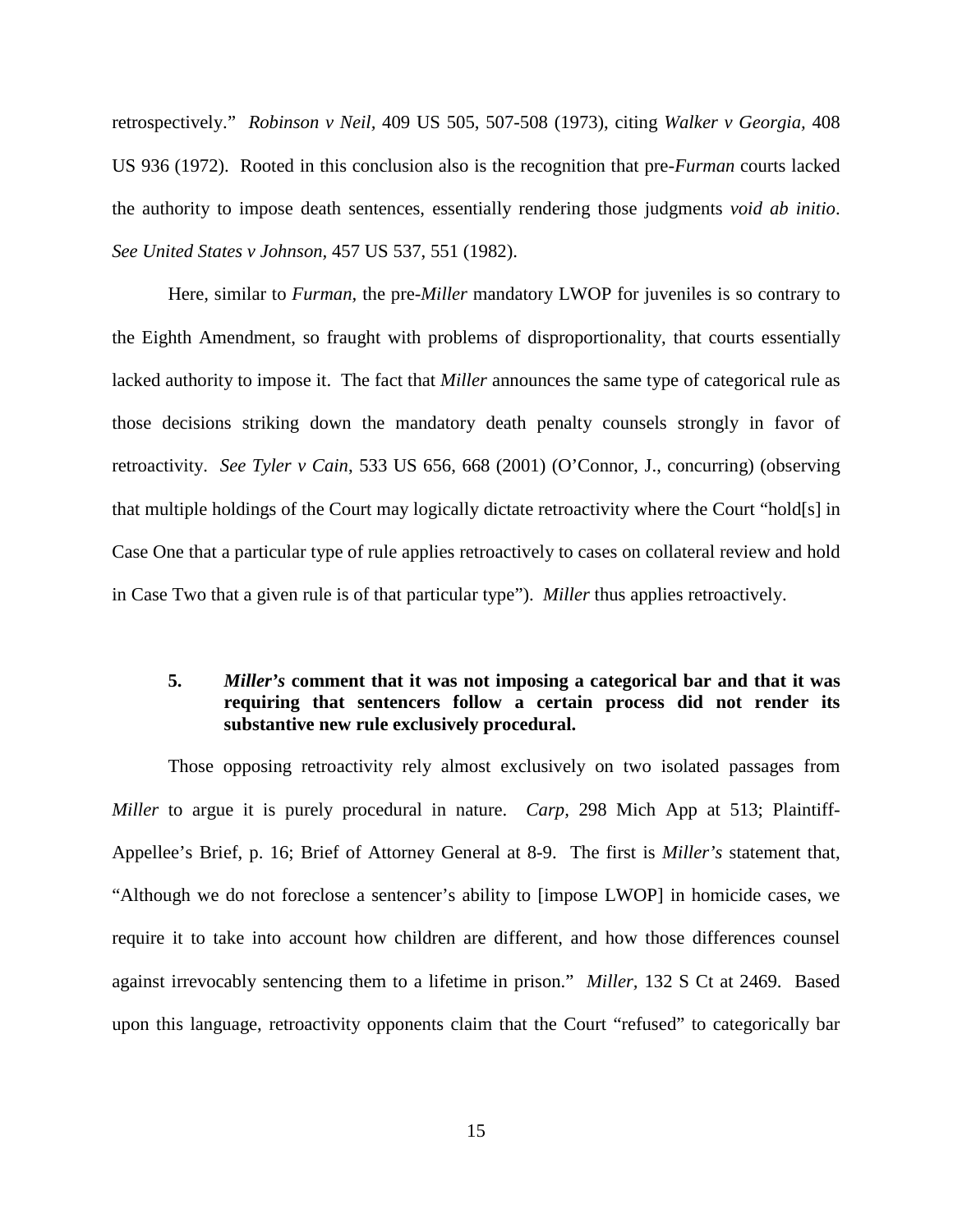retrospectively." *Robinson v Neil*, 409 US 505, 507-508 (1973), citing *Walker v Georgia*, 408 US 936 (1972). Rooted in this conclusion also is the recognition that pre-*Furman* courts lacked the authority to impose death sentences, essentially rendering those judgments *void ab initio*. *See United States v Johnson*, 457 US 537, 551 (1982).

Here, similar to *Furman*, the pre-*Miller* mandatory LWOP for juveniles is so contrary to the Eighth Amendment, so fraught with problems of disproportionality, that courts essentially lacked authority to impose it. The fact that *Miller* announces the same type of categorical rule as those decisions striking down the mandatory death penalty counsels strongly in favor of retroactivity. *See Tyler v Cain*, 533 US 656, 668 (2001) (O'Connor, J., concurring) (observing that multiple holdings of the Court may logically dictate retroactivity where the Court "hold[s] in Case One that a particular type of rule applies retroactively to cases on collateral review and hold in Case Two that a given rule is of that particular type"). *Miller* thus applies retroactively.

**5. *Miller's* comment that it was not imposing a categorical bar and that it was requiring that sentencers follow a certain process did not render its substantive new rule exclusively procedural.**

Those opposing retroactivity rely almost exclusively on two isolated passages from *Miller* to argue it is purely procedural in nature. *Carp*, 298 Mich App at 513; Plaintiff-Appellee's Brief, p. 16; Brief of Attorney General at 8-9. The first is *Miller's* statement that, "Although we do not foreclose a sentencer's ability to [impose LWOP] in homicide cases, we require it to take into account how children are different, and how those differences counsel against irrevocably sentencing them to a lifetime in prison." *Miller*, 132 S Ct at 2469. Based upon this language, retroactivity opponents claim that the Court "refused" to categorically bar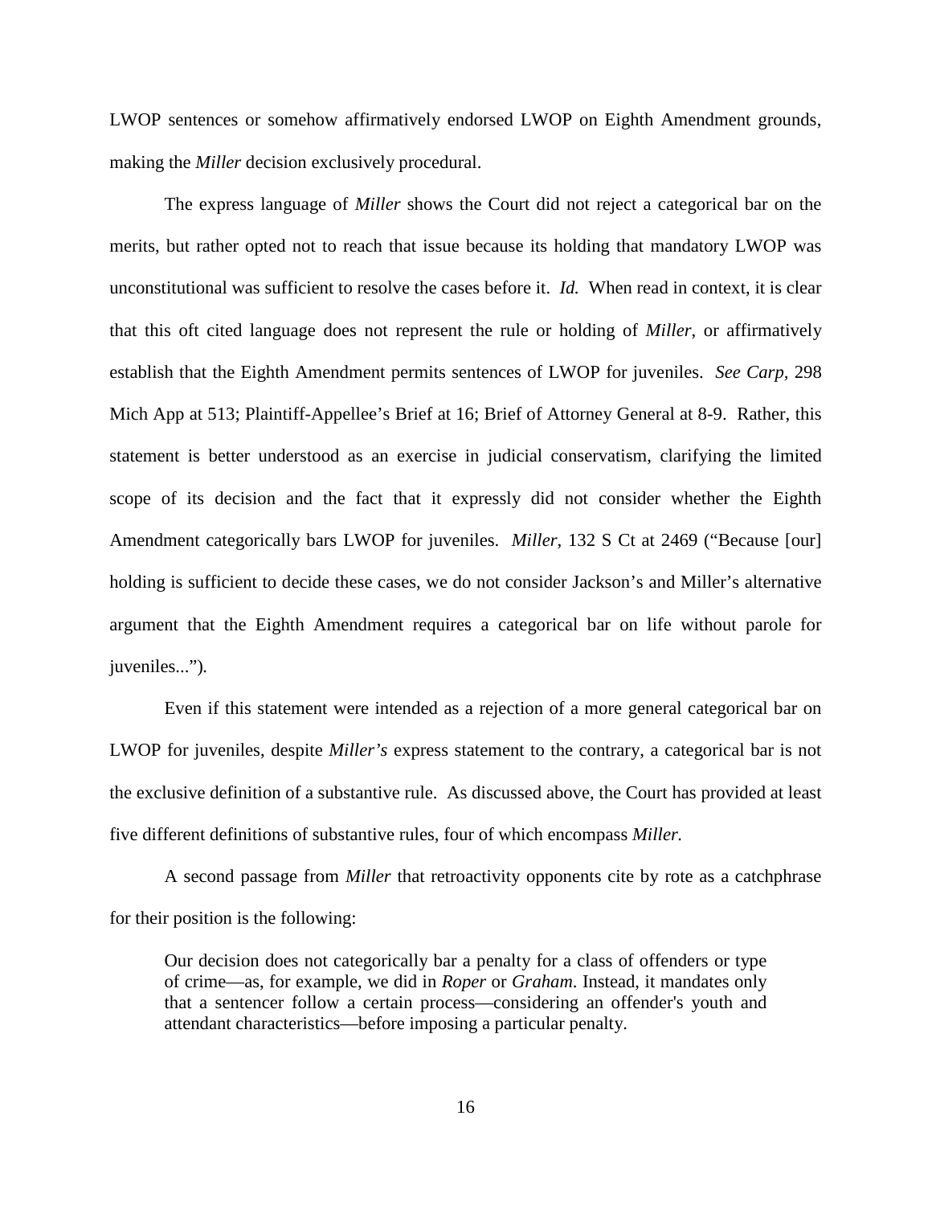LWOP sentences or somehow affirmatively endorsed LWOP on Eighth Amendment grounds, making the *Miller* decision exclusively procedural.

The express language of *Miller* shows the Court did not reject a categorical bar on the merits, but rather opted not to reach that issue because its holding that mandatory LWOP was unconstitutional was sufficient to resolve the cases before it. *Id.* When read in context, it is clear that this oft cited language does not represent the rule or holding of *Miller*, or affirmatively establish that the Eighth Amendment permits sentences of LWOP for juveniles. *See Carp*, 298 Mich App at 513; Plaintiff-Appellee's Brief at 16; Brief of Attorney General at 8-9. Rather, this statement is better understood as an exercise in judicial conservatism, clarifying the limited scope of its decision and the fact that it expressly did not consider whether the Eighth Amendment categorically bars LWOP for juveniles. *Miller*, 132 S Ct at 2469 ("Because [our] holding is sufficient to decide these cases, we do not consider Jackson's and Miller's alternative argument that the Eighth Amendment requires a categorical bar on life without parole for juveniles...").

Even if this statement were intended as a rejection of a more general categorical bar on LWOP for juveniles, despite *Miller's* express statement to the contrary, a categorical bar is not the exclusive definition of a substantive rule. As discussed above, the Court has provided at least five different definitions of substantive rules, four of which encompass *Miller.*

A second passage from *Miller* that retroactivity opponents cite by rote as a catchphrase for their position is the following:

> Our decision does not categorically bar a penalty for a class of offenders or type of crime—as, for example, we did in *Roper* or *Graham*. Instead, it mandates only that a sentencer follow a certain process—considering an offender's youth and attendant characteristics—before imposing a particular penalty.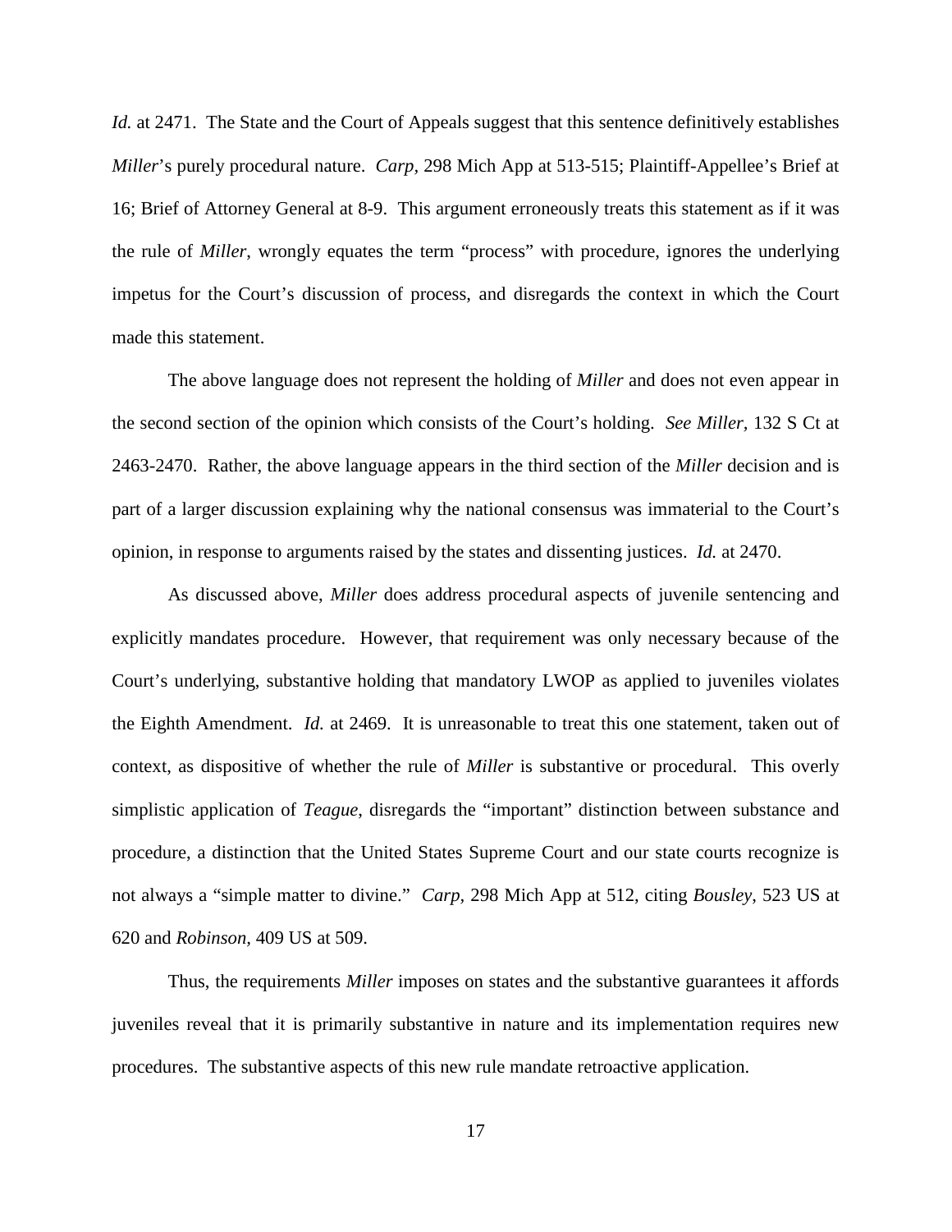*Id.* at 2471. The State and the Court of Appeals suggest that this sentence definitively establishes *Miller*'s purely procedural nature. *Carp,* 298 Mich App at 513-515; Plaintiff-Appellee's Brief at 16; Brief of Attorney General at 8-9. This argument erroneously treats this statement as if it was the rule of *Miller*, wrongly equates the term "process" with procedure, ignores the underlying impetus for the Court's discussion of process, and disregards the context in which the Court made this statement.

The above language does not represent the holding of *Miller* and does not even appear in the second section of the opinion which consists of the Court's holding. *See Miller,* 132 S Ct at 2463-2470. Rather, the above language appears in the third section of the *Miller* decision and is part of a larger discussion explaining why the national consensus was immaterial to the Court's opinion, in response to arguments raised by the states and dissenting justices. *Id.* at 2470.

As discussed above, *Miller* does address procedural aspects of juvenile sentencing and explicitly mandates procedure. However, that requirement was only necessary because of the Court's underlying, substantive holding that mandatory LWOP as applied to juveniles violates the Eighth Amendment. *Id.* at 2469. It is unreasonable to treat this one statement, taken out of context, as dispositive of whether the rule of *Miller* is substantive or procedural. This overly simplistic application of *Teague*, disregards the "important" distinction between substance and procedure, a distinction that the United States Supreme Court and our state courts recognize is not always a "simple matter to divine." *Carp,* 298 Mich App at 512, citing *Bousley*, 523 US at 620 and *Robinson,* 409 US at 509.

Thus, the requirements *Miller* imposes on states and the substantive guarantees it affords juveniles reveal that it is primarily substantive in nature and its implementation requires new procedures. The substantive aspects of this new rule mandate retroactive application.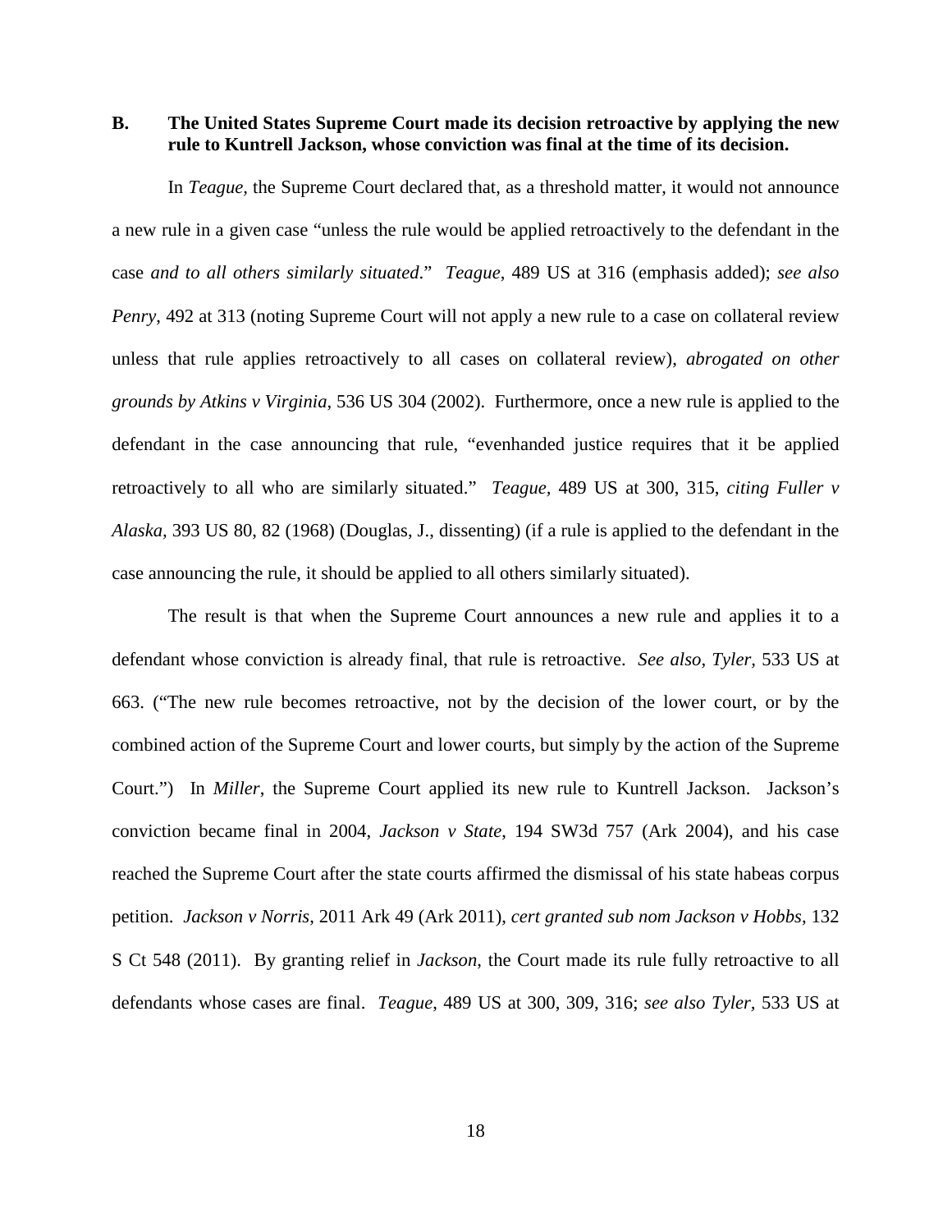**B. The United States Supreme Court made its decision retroactive by applying the new rule to Kuntrell Jackson, whose conviction was final at the time of its decision.**

In *Teague*, the Supreme Court declared that, as a threshold matter, it would not announce a new rule in a given case "unless the rule would be applied retroactively to the defendant in the case *and to all others similarly situated*." *Teague*, 489 US at 316 (emphasis added); *see also Penry*, 492 at 313 (noting Supreme Court will not apply a new rule to a case on collateral review unless that rule applies retroactively to all cases on collateral review), *abrogated on other grounds by Atkins v Virginia*, 536 US 304 (2002). Furthermore, once a new rule is applied to the defendant in the case announcing that rule, "evenhanded justice requires that it be applied retroactively to all who are similarly situated." *Teague*, 489 US at 300, 315, *citing Fuller v Alaska*, 393 US 80, 82 (1968) (Douglas, J., dissenting) (if a rule is applied to the defendant in the case announcing the rule, it should be applied to all others similarly situated).

The result is that when the Supreme Court announces a new rule and applies it to a defendant whose conviction is already final, that rule is retroactive. *See also*, *Tyler*, 533 US at 663. ("The new rule becomes retroactive, not by the decision of the lower court, or by the combined action of the Supreme Court and lower courts, but simply by the action of the Supreme Court.") In *Miller*, the Supreme Court applied its new rule to Kuntrell Jackson. Jackson's conviction became final in 2004, *Jackson v State*, 194 SW3d 757 (Ark 2004), and his case reached the Supreme Court after the state courts affirmed the dismissal of his state habeas corpus petition. *Jackson v Norris*, 2011 Ark 49 (Ark 2011), *cert granted sub nom Jackson v Hobbs*, 132 S Ct 548 (2011). By granting relief in *Jackson*, the Court made its rule fully retroactive to all defendants whose cases are final. *Teague*, 489 US at 300, 309, 316; *see also Tyler*, 533 US at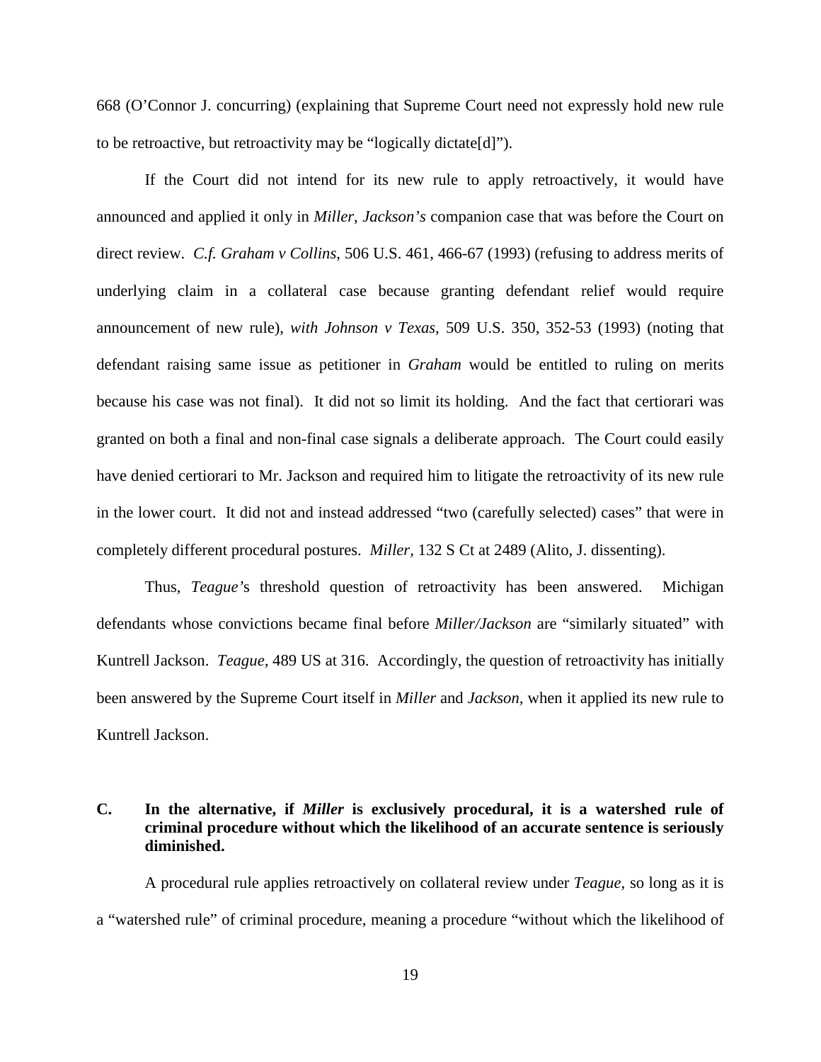668 (O'Connor J. concurring) (explaining that Supreme Court need not expressly hold new rule to be retroactive, but retroactivity may be "logically dictate[d]").

If the Court did not intend for its new rule to apply retroactively, it would have announced and applied it only in *Miller*, *Jackson's* companion case that was before the Court on direct review. *C.f. Graham v Collins*, 506 U.S. 461, 466-67 (1993) (refusing to address merits of underlying claim in a collateral case because granting defendant relief would require announcement of new rule), *with Johnson v Texas*, 509 U.S. 350, 352-53 (1993) (noting that defendant raising same issue as petitioner in *Graham* would be entitled to ruling on merits because his case was not final). It did not so limit its holding. And the fact that certiorari was granted on both a final and non-final case signals a deliberate approach. The Court could easily have denied certiorari to Mr. Jackson and required him to litigate the retroactivity of its new rule in the lower court. It did not and instead addressed "two (carefully selected) cases" that were in completely different procedural postures. *Miller*, 132 S Ct at 2489 (Alito, J. dissenting).

Thus, *Teague's* threshold question of retroactivity has been answered. Michigan defendants whose convictions became final before *Miller/Jackson* are "similarly situated" with Kuntrell Jackson. *Teague*, 489 US at 316. Accordingly, the question of retroactivity has initially been answered by the Supreme Court itself in *Miller* and *Jackson*, when it applied its new rule to Kuntrell Jackson.

### C. In the alternative, if *Miller* is exclusively procedural, it is a watershed rule of criminal procedure without which the likelihood of an accurate sentence is seriously diminished.

A procedural rule applies retroactively on collateral review under *Teague*, so long as it is a "watershed rule" of criminal procedure, meaning a procedure "without which the likelihood of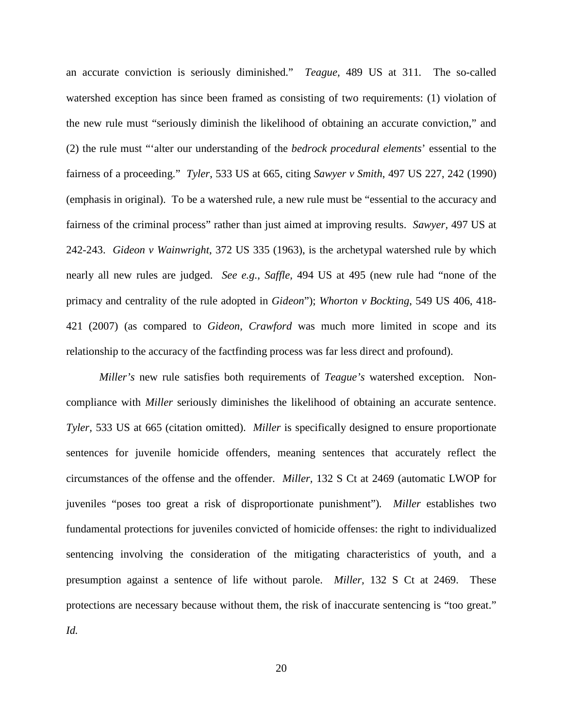an accurate conviction is seriously diminished." *Teague*, 489 US at 311. The so-called watershed exception has since been framed as consisting of two requirements: (1) violation of the new rule must "seriously diminish the likelihood of obtaining an accurate conviction," and (2) the rule must "'alter our understanding of the *bedrock procedural elements*' essential to the fairness of a proceeding." *Tyler*, 533 US at 665, citing *Sawyer v Smith*, 497 US 227, 242 (1990) (emphasis in original). To be a watershed rule, a new rule must be "essential to the accuracy and fairness of the criminal process" rather than just aimed at improving results. *Sawyer*, 497 US at 242-243. *Gideon v Wainwright*, 372 US 335 (1963), is the archetypal watershed rule by which nearly all new rules are judged. *See e.g., Saffle*, 494 US at 495 (new rule had "none of the primacy and centrality of the rule adopted in *Gideon*"); *Whorton v Bockting*, 549 US 406, 418-421 (2007) (as compared to *Gideon*, *Crawford* was much more limited in scope and its relationship to the accuracy of the factfinding process was far less direct and profound).

*Miller's* new rule satisfies both requirements of *Teague's* watershed exception. Non-compliance with *Miller* seriously diminishes the likelihood of obtaining an accurate sentence. *Tyler,* 533 US at 665 (citation omitted). *Miller* is specifically designed to ensure proportionate sentences for juvenile homicide offenders, meaning sentences that accurately reflect the circumstances of the offense and the offender. *Miller,* 132 S Ct at 2469 (automatic LWOP for juveniles "poses too great a risk of disproportionate punishment"). *Miller* establishes two fundamental protections for juveniles convicted of homicide offenses: the right to individualized sentencing involving the consideration of the mitigating characteristics of youth, and a presumption against a sentence of life without parole. *Miller,* 132 S Ct at 2469. These protections are necessary because without them, the risk of inaccurate sentencing is "too great." *Id.*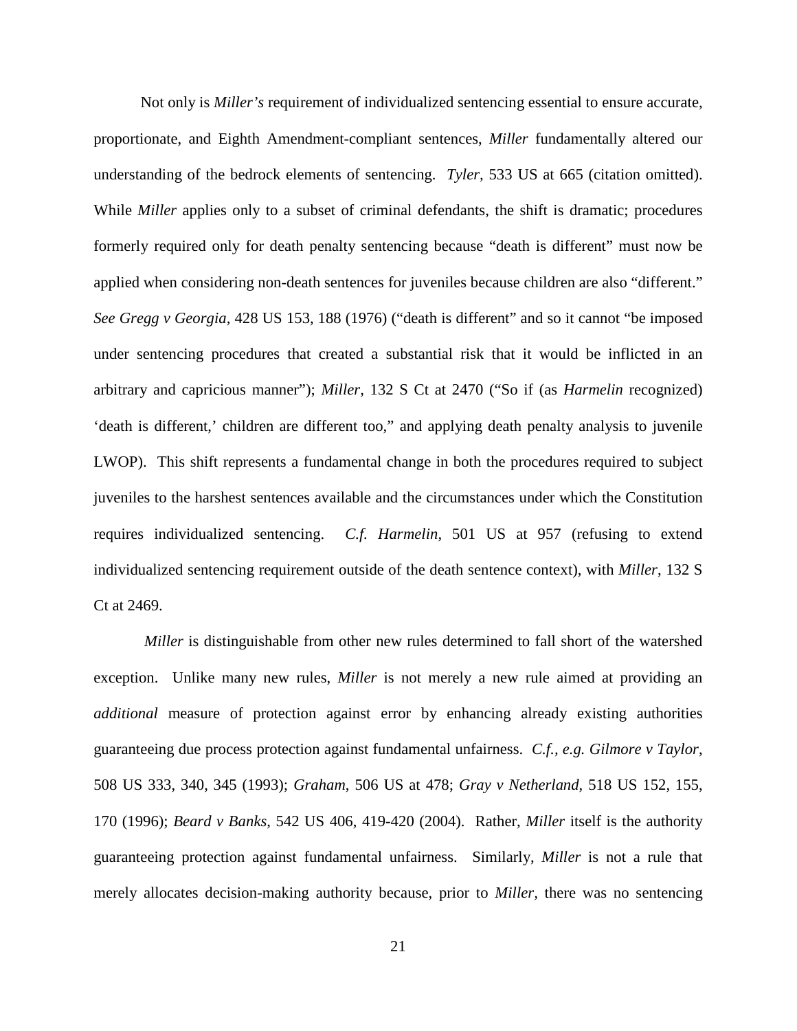Not only is *Miller's* requirement of individualized sentencing essential to ensure accurate, proportionate, and Eighth Amendment-compliant sentences, *Miller* fundamentally altered our understanding of the bedrock elements of sentencing. *Tyler*, 533 US at 665 (citation omitted). While *Miller* applies only to a subset of criminal defendants, the shift is dramatic; procedures formerly required only for death penalty sentencing because "death is different" must now be applied when considering non-death sentences for juveniles because children are also "different." *See Gregg v Georgia*, 428 US 153, 188 (1976) ("death is different" and so it cannot "be imposed under sentencing procedures that created a substantial risk that it would be inflicted in an arbitrary and capricious manner"); *Miller*, 132 S Ct at 2470 ("So if (as *Harmelin* recognized) 'death is different,' children are different too," and applying death penalty analysis to juvenile LWOP). This shift represents a fundamental change in both the procedures required to subject juveniles to the harshest sentences available and the circumstances under which the Constitution requires individualized sentencing. *C.f. Harmelin*, 501 US at 957 (refusing to extend individualized sentencing requirement outside of the death sentence context), with *Miller*, 132 S Ct at 2469.

*Miller* is distinguishable from other new rules determined to fall short of the watershed exception. Unlike many new rules, *Miller* is not merely a new rule aimed at providing an *additional* measure of protection against error by enhancing already existing authorities guaranteeing due process protection against fundamental unfairness. *C.f., e.g. Gilmore v Taylor*, 508 US 333, 340, 345 (1993); *Graham*, 506 US at 478; *Gray v Netherland*, 518 US 152, 155, 170 (1996); *Beard v Banks*, 542 US 406, 419-420 (2004). Rather, *Miller* itself is the authority guaranteeing protection against fundamental unfairness. Similarly, *Miller* is not a rule that merely allocates decision-making authority because, prior to *Miller*, there was no sentencing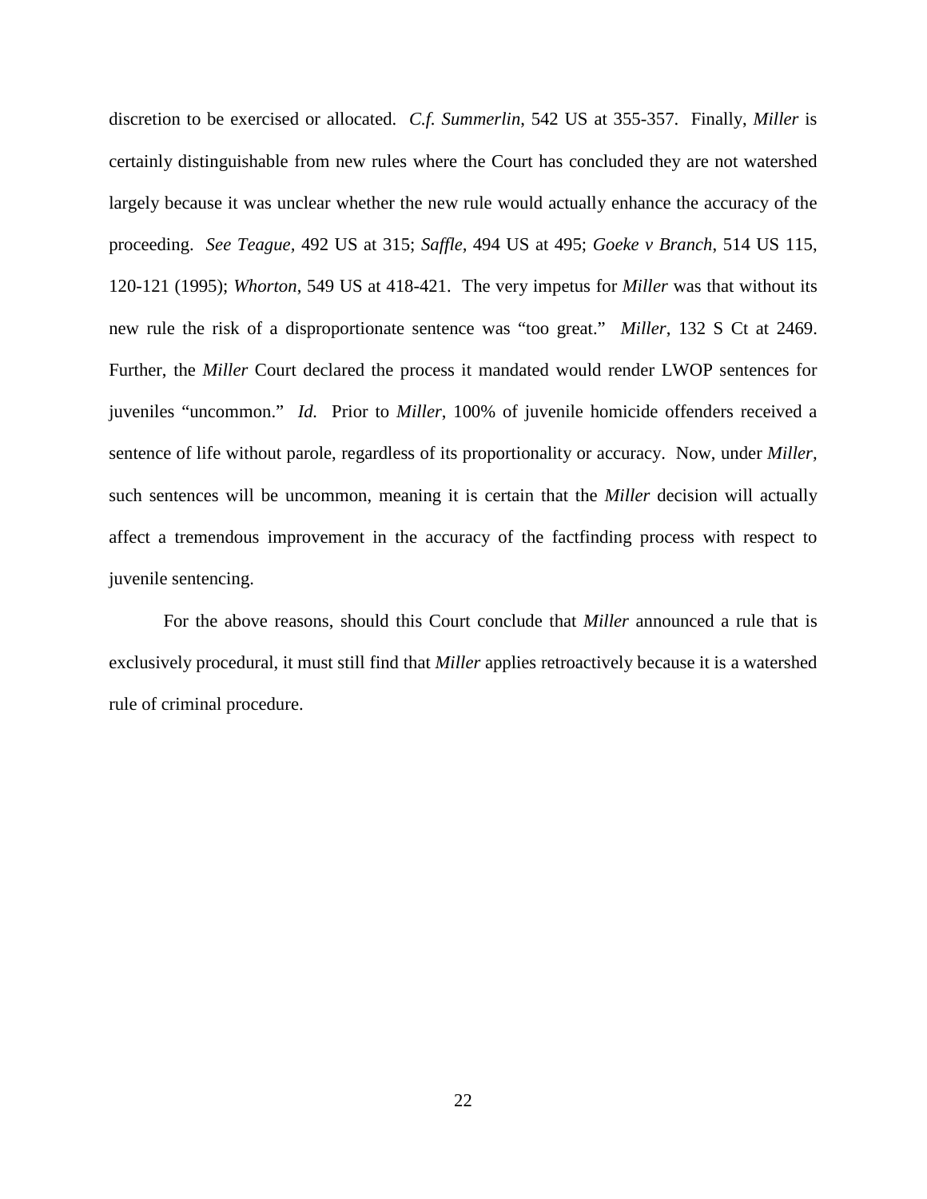discretion to be exercised or allocated. *C.f. Summerlin*, 542 US at 355-357. Finally, *Miller* is certainly distinguishable from new rules where the Court has concluded they are not watershed largely because it was unclear whether the new rule would actually enhance the accuracy of the proceeding. *See Teague*, 492 US at 315; *Saffle,* 494 US at 495; *Goeke v Branch*, 514 US 115, 120-121 (1995); *Whorton*, 549 US at 418-421. The very impetus for *Miller* was that without its new rule the risk of a disproportionate sentence was "too great." *Miller*, 132 S Ct at 2469. Further, the *Miller* Court declared the process it mandated would render LWOP sentences for juveniles "uncommon." *Id.* Prior to *Miller*, 100% of juvenile homicide offenders received a sentence of life without parole, regardless of its proportionality or accuracy. Now, under *Miller,* such sentences will be uncommon, meaning it is certain that the *Miller* decision will actually affect a tremendous improvement in the accuracy of the factfinding process with respect to juvenile sentencing.

For the above reasons, should this Court conclude that *Miller* announced a rule that is exclusively procedural, it must still find that *Miller* applies retroactively because it is a watershed rule of criminal procedure.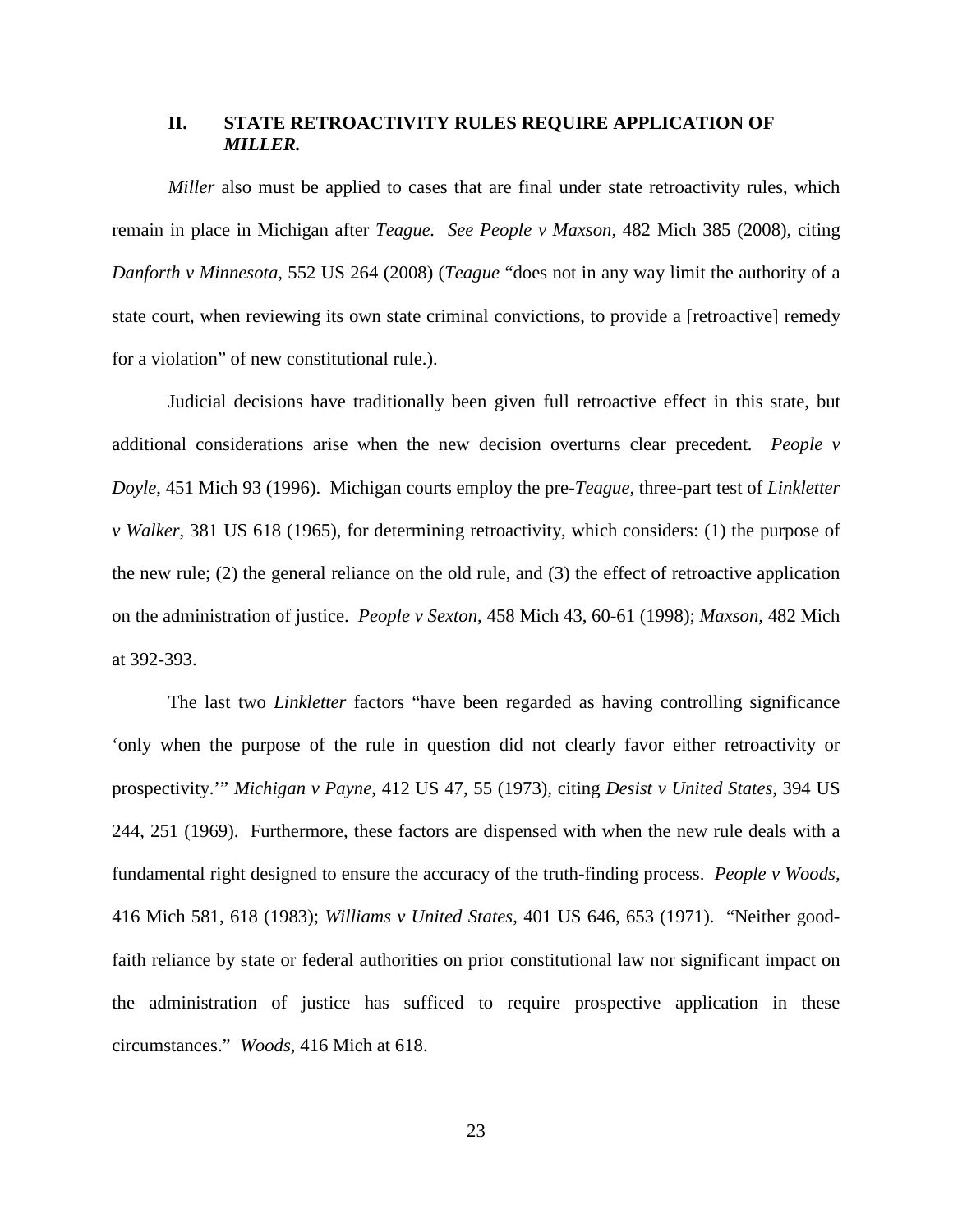## II. STATE RETROACTIVITY RULES REQUIRE APPLICATION OF *MILLER.*

*Miller* also must be applied to cases that are final under state retroactivity rules, which remain in place in Michigan after *Teague. See People v Maxson*, 482 Mich 385 (2008), citing *Danforth v Minnesota*, 552 US 264 (2008) (*Teague* "does not in any way limit the authority of a state court, when reviewing its own state criminal convictions, to provide a [retroactive] remedy for a violation" of new constitutional rule.).

Judicial decisions have traditionally been given full retroactive effect in this state, but additional considerations arise when the new decision overturns clear precedent. *People v Doyle*, 451 Mich 93 (1996). Michigan courts employ the pre-*Teague*, three-part test of *Linkletter v Walker*, 381 US 618 (1965), for determining retroactivity, which considers: (1) the purpose of the new rule; (2) the general reliance on the old rule, and (3) the effect of retroactive application on the administration of justice. *People v Sexton*, 458 Mich 43, 60-61 (1998); *Maxson*, 482 Mich at 392-393.

The last two *Linkletter* factors "have been regarded as having controlling significance 'only when the purpose of the rule in question did not clearly favor either retroactivity or prospectivity.'" *Michigan v Payne*, 412 US 47, 55 (1973), citing *Desist v United States*, 394 US 244, 251 (1969). Furthermore, these factors are dispensed with when the new rule deals with a fundamental right designed to ensure the accuracy of the truth-finding process. *People v Woods*, 416 Mich 581, 618 (1983); *Williams v United States*, 401 US 646, 653 (1971). "Neither good-faith reliance by state or federal authorities on prior constitutional law nor significant impact on the administration of justice has sufficed to require prospective application in these circumstances." *Woods*, 416 Mich at 618.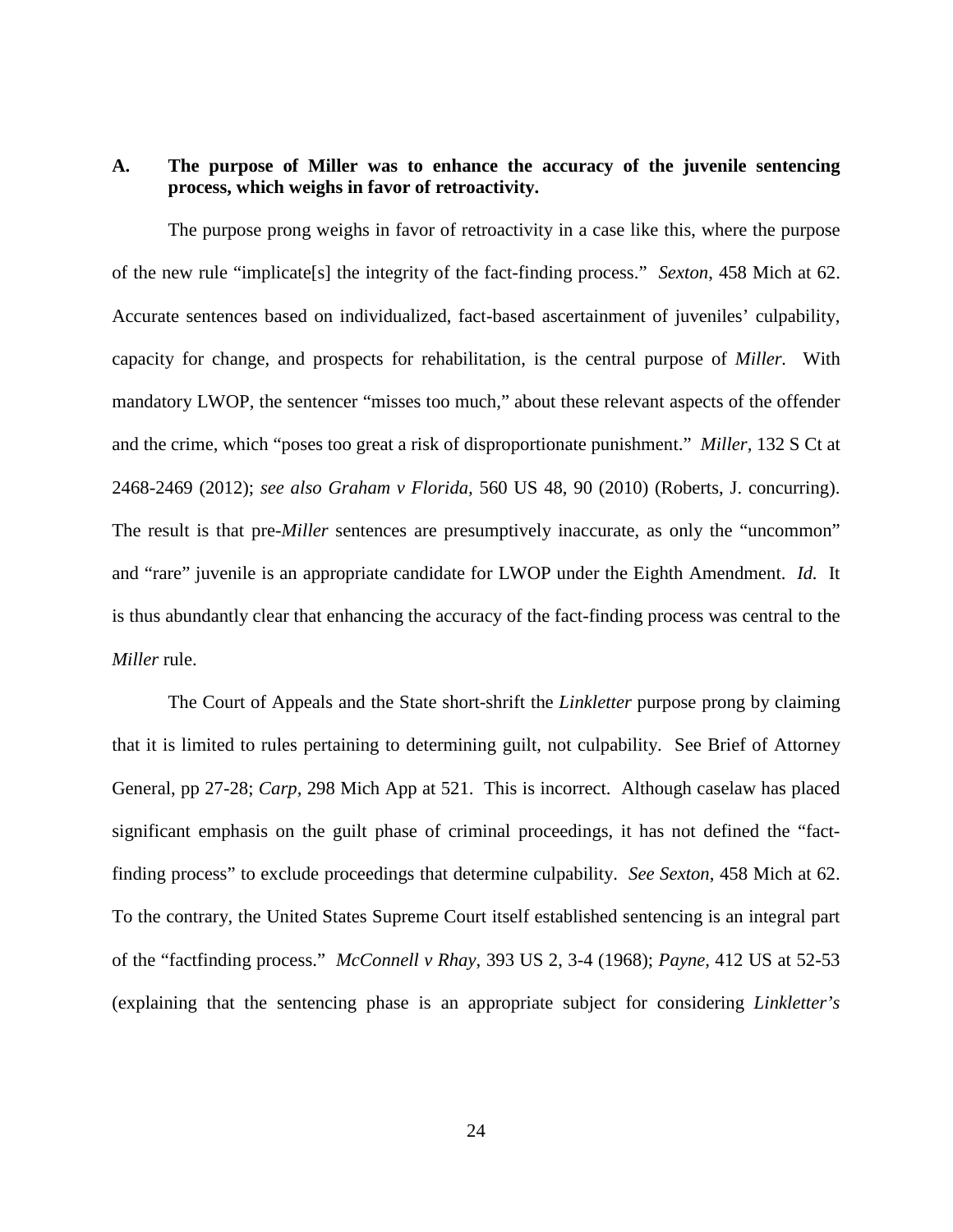### A. The purpose of Miller was to enhance the accuracy of the juvenile sentencing process, which weighs in favor of retroactivity.

The purpose prong weighs in favor of retroactivity in a case like this, where the purpose of the new rule "implicate[s] the integrity of the fact-finding process." *Sexton*, 458 Mich at 62. Accurate sentences based on individualized, fact-based ascertainment of juveniles' culpability, capacity for change, and prospects for rehabilitation, is the central purpose of *Miller.* With mandatory LWOP, the sentencer "misses too much," about these relevant aspects of the offender and the crime, which "poses too great a risk of disproportionate punishment." *Miller*, 132 S Ct at 2468-2469 (2012); *see also Graham v Florida*, 560 US 48, 90 (2010) (Roberts, J. concurring). The result is that pre-*Miller* sentences are presumptively inaccurate, as only the "uncommon" and "rare" juvenile is an appropriate candidate for LWOP under the Eighth Amendment. *Id.* It is thus abundantly clear that enhancing the accuracy of the fact-finding process was central to the *Miller* rule.

The Court of Appeals and the State short-shrift the *Linkletter* purpose prong by claiming that it is limited to rules pertaining to determining guilt, not culpability. See Brief of Attorney General, pp 27-28; *Carp*, 298 Mich App at 521. This is incorrect. Although caselaw has placed significant emphasis on the guilt phase of criminal proceedings, it has not defined the "fact-finding process" to exclude proceedings that determine culpability. *See Sexton*, 458 Mich at 62. To the contrary, the United States Supreme Court itself established sentencing is an integral part of the "factfinding process." *McConnell v Rhay*, 393 US 2, 3-4 (1968); *Payne*, 412 US at 52-53 (explaining that the sentencing phase is an appropriate subject for considering *Linkletter's*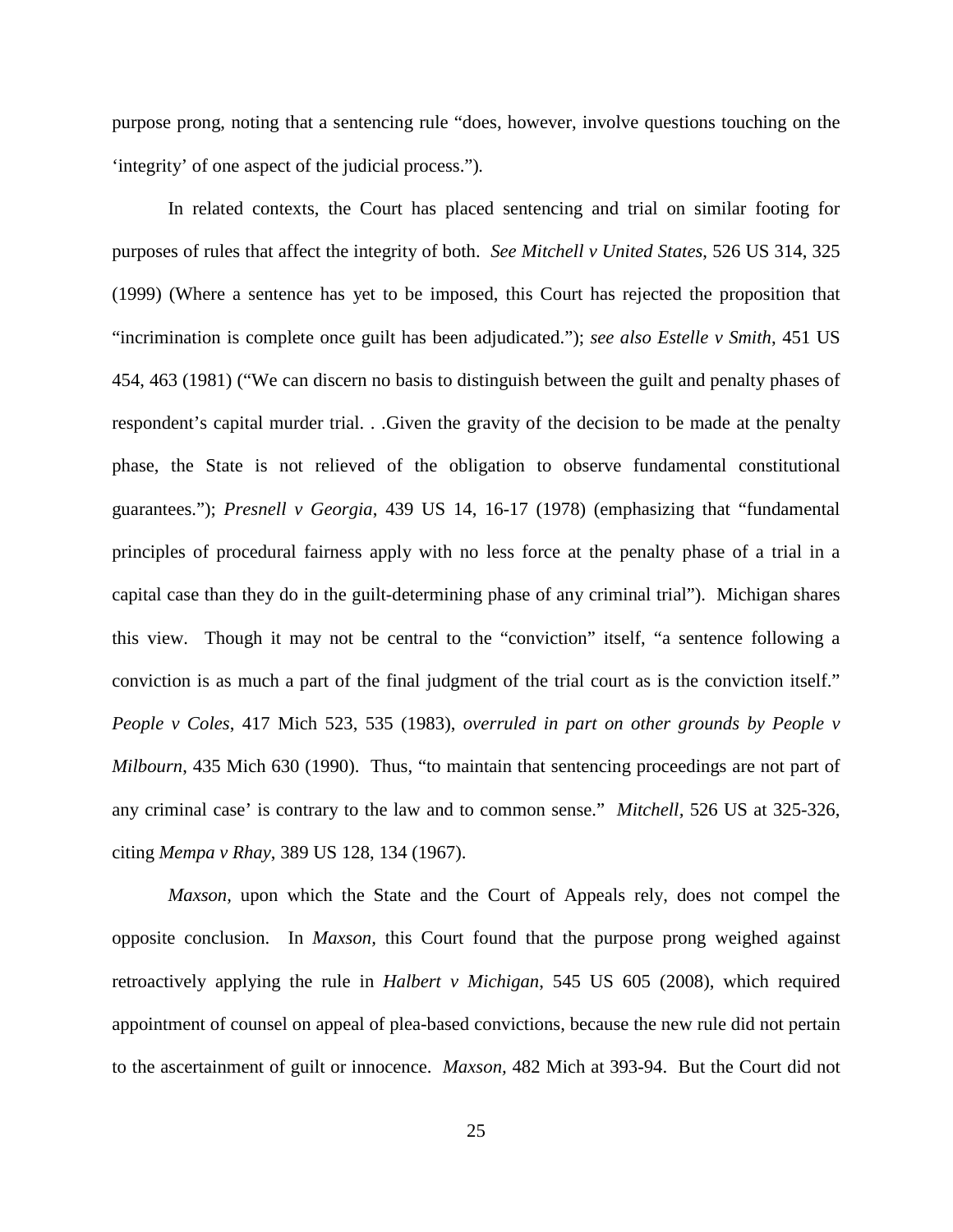purpose prong, noting that a sentencing rule "does, however, involve questions touching on the 'integrity' of one aspect of the judicial process.").

In related contexts, the Court has placed sentencing and trial on similar footing for purposes of rules that affect the integrity of both. *See Mitchell v United States*, 526 US 314, 325 (1999) (Where a sentence has yet to be imposed, this Court has rejected the proposition that "incrimination is complete once guilt has been adjudicated."); *see also Estelle v Smith*, 451 US 454, 463 (1981) ("We can discern no basis to distinguish between the guilt and penalty phases of respondent's capital murder trial. . .Given the gravity of the decision to be made at the penalty phase, the State is not relieved of the obligation to observe fundamental constitutional guarantees."); *Presnell v Georgia*, 439 US 14, 16-17 (1978) (emphasizing that "fundamental principles of procedural fairness apply with no less force at the penalty phase of a trial in a capital case than they do in the guilt-determining phase of any criminal trial"). Michigan shares this view. Though it may not be central to the "conviction" itself, "a sentence following a conviction is as much a part of the final judgment of the trial court as is the conviction itself." *People v Coles*, 417 Mich 523, 535 (1983), *overruled in part on other grounds by People v Milbourn*, 435 Mich 630 (1990). Thus, "to maintain that sentencing proceedings are not part of any criminal case' is contrary to the law and to common sense." *Mitchell*, 526 US at 325-326, citing *Mempa v Rhay*, 389 US 128, 134 (1967).

*Maxson*, upon which the State and the Court of Appeals rely, does not compel the opposite conclusion. In *Maxson*, this Court found that the purpose prong weighed against retroactively applying the rule in *Halbert v Michigan*, 545 US 605 (2008), which required appointment of counsel on appeal of plea-based convictions, because the new rule did not pertain to the ascertainment of guilt or innocence. *Maxson*, 482 Mich at 393-94. But the Court did not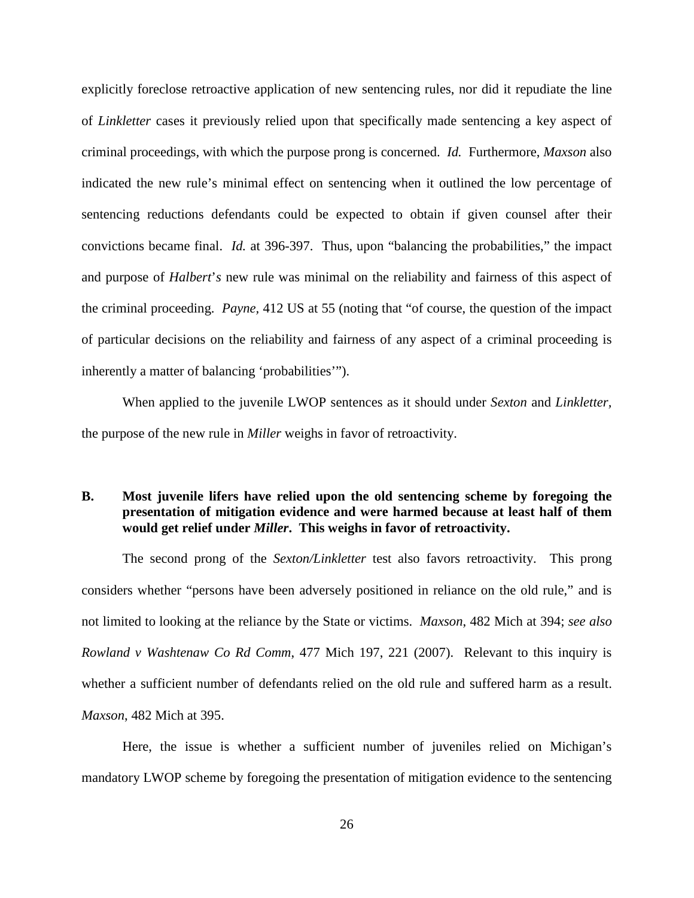explicitly foreclose retroactive application of new sentencing rules, nor did it repudiate the line of *Linkletter* cases it previously relied upon that specifically made sentencing a key aspect of criminal proceedings, with which the purpose prong is concerned. *Id.* Furthermore, *Maxson* also indicated the new rule's minimal effect on sentencing when it outlined the low percentage of sentencing reductions defendants could be expected to obtain if given counsel after their convictions became final. *Id.* at 396-397. Thus, upon "balancing the probabilities," the impact and purpose of *Halbert's* new rule was minimal on the reliability and fairness of this aspect of the criminal proceeding. *Payne,* 412 US at 55 (noting that "of course, the question of the impact of particular decisions on the reliability and fairness of any aspect of a criminal proceeding is inherently a matter of balancing 'probabilities'").

When applied to the juvenile LWOP sentences as it should under *Sexton* and *Linkletter*, the purpose of the new rule in *Miller* weighs in favor of retroactivity.

### B. Most juvenile lifers have relied upon the old sentencing scheme by foregoing the presentation of mitigation evidence and were harmed because at least half of them would get relief under *Miller*. This weighs in favor of retroactivity.

The second prong of the *Sexton/Linkletter* test also favors retroactivity. This prong considers whether "persons have been adversely positioned in reliance on the old rule," and is not limited to looking at the reliance by the State or victims. *Maxson*, 482 Mich at 394; *see also Rowland v Washtenaw Co Rd Comm*, 477 Mich 197, 221 (2007). Relevant to this inquiry is whether a sufficient number of defendants relied on the old rule and suffered harm as a result. *Maxson*, 482 Mich at 395.

Here, the issue is whether a sufficient number of juveniles relied on Michigan's mandatory LWOP scheme by foregoing the presentation of mitigation evidence to the sentencing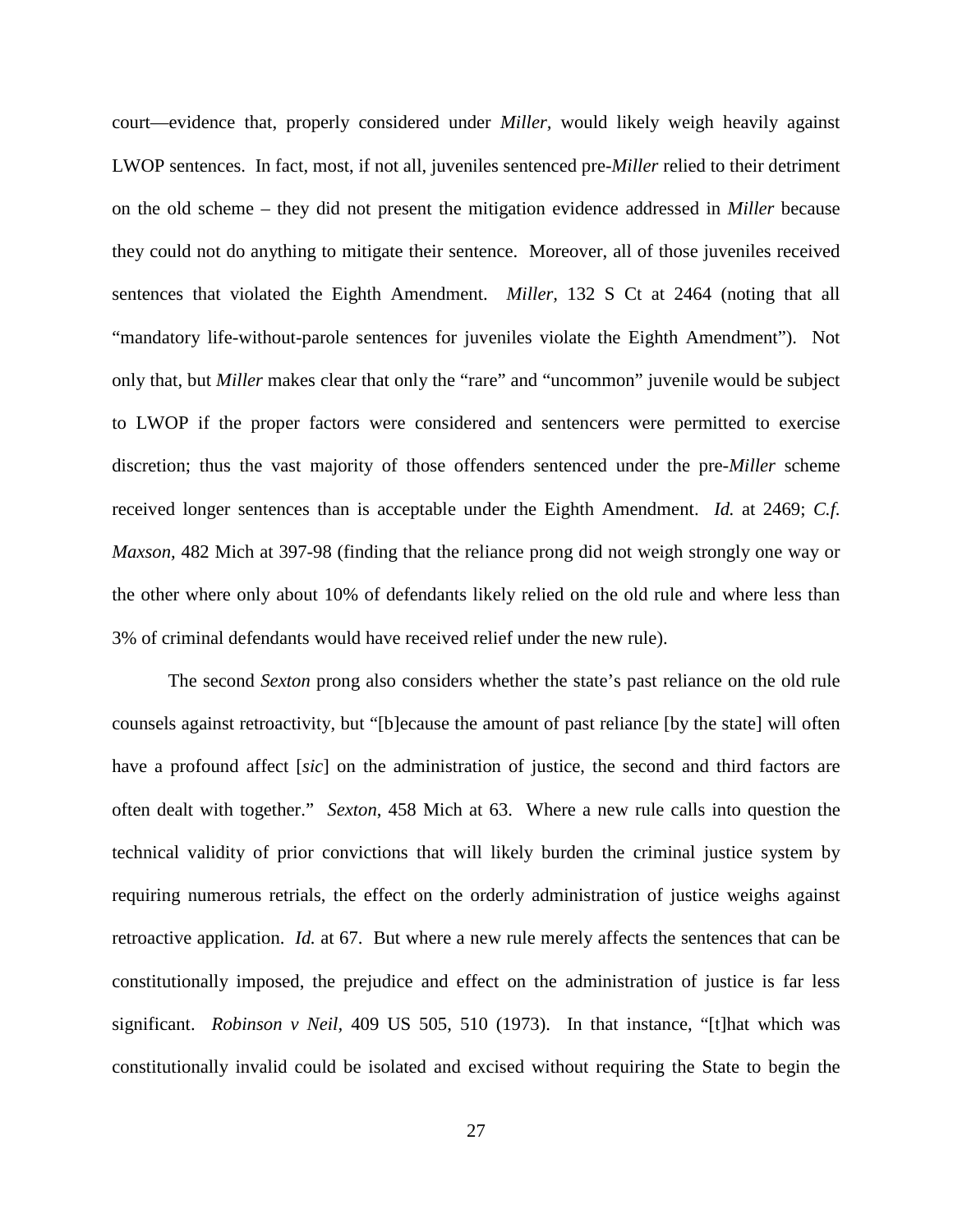court—evidence that, properly considered under *Miller*, would likely weigh heavily against LWOP sentences. In fact, most, if not all, juveniles sentenced pre-*Miller* relied to their detriment on the old scheme – they did not present the mitigation evidence addressed in *Miller* because they could not do anything to mitigate their sentence. Moreover, all of those juveniles received sentences that violated the Eighth Amendment. *Miller,* 132 S Ct at 2464 (noting that all "mandatory life-without-parole sentences for juveniles violate the Eighth Amendment"). Not only that, but *Miller* makes clear that only the "rare" and "uncommon" juvenile would be subject to LWOP if the proper factors were considered and sentencers were permitted to exercise discretion; thus the vast majority of those offenders sentenced under the pre-*Miller* scheme received longer sentences than is acceptable under the Eighth Amendment. *Id.* at 2469; *C.f. Maxson,* 482 Mich at 397-98 (finding that the reliance prong did not weigh strongly one way or the other where only about 10% of defendants likely relied on the old rule and where less than 3% of criminal defendants would have received relief under the new rule).

The second *Sexton* prong also considers whether the state's past reliance on the old rule counsels against retroactivity, but "[b]ecause the amount of past reliance [by the state] will often have a profound affect [*sic*] on the administration of justice, the second and third factors are often dealt with together." *Sexton*, 458 Mich at 63. Where a new rule calls into question the technical validity of prior convictions that will likely burden the criminal justice system by requiring numerous retrials, the effect on the orderly administration of justice weighs against retroactive application. *Id.* at 67. But where a new rule merely affects the sentences that can be constitutionally imposed, the prejudice and effect on the administration of justice is far less significant. *Robinson v Neil,* 409 US 505, 510 (1973). In that instance, "[t]hat which was constitutionally invalid could be isolated and excised without requiring the State to begin the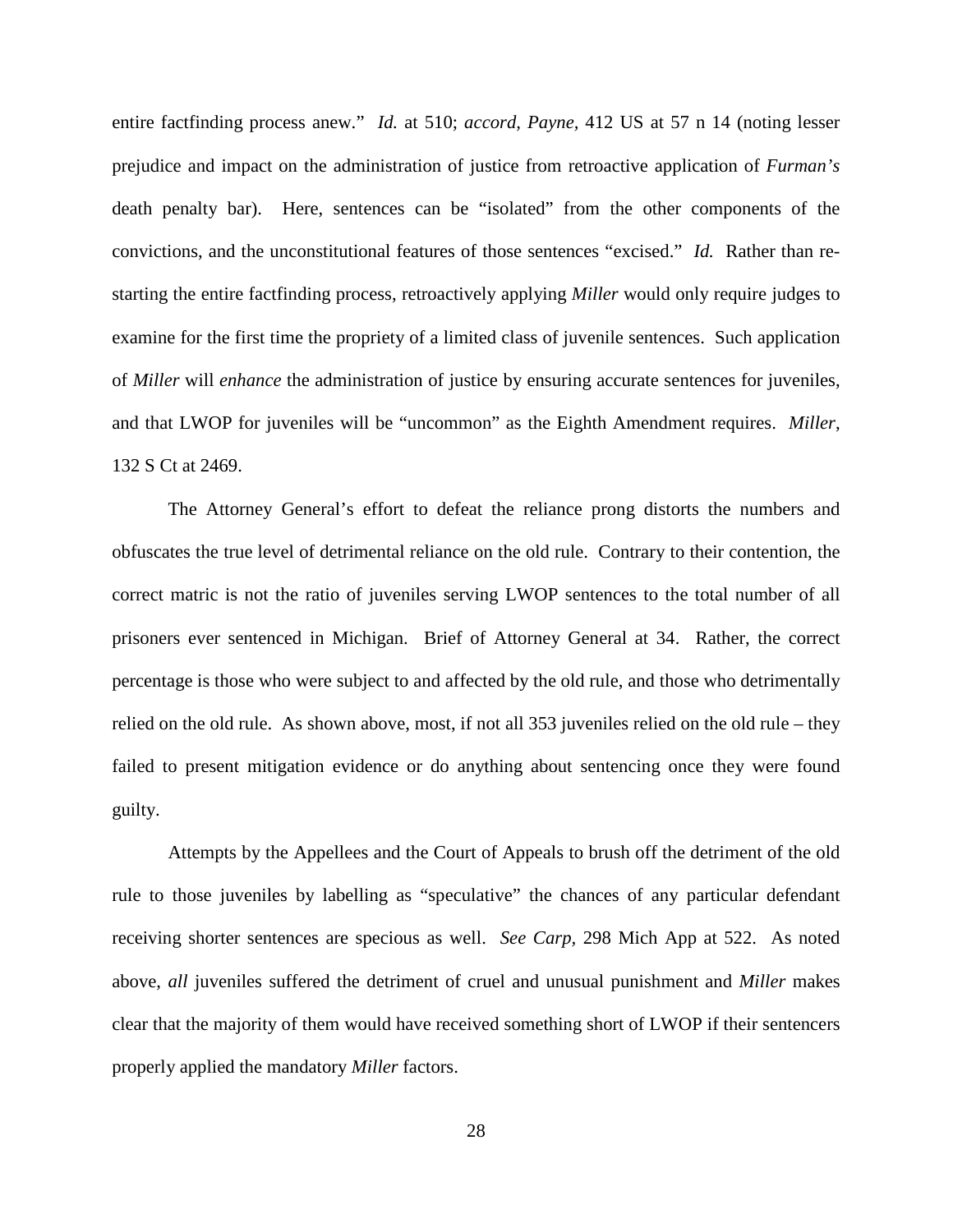entire factfinding process anew." *Id.* at 510; *accord*, *Payne*, 412 US at 57 n 14 (noting lesser prejudice and impact on the administration of justice from retroactive application of *Furman's* death penalty bar). Here, sentences can be "isolated" from the other components of the convictions, and the unconstitutional features of those sentences "excised." *Id.* Rather than re-starting the entire factfinding process, retroactively applying *Miller* would only require judges to examine for the first time the propriety of a limited class of juvenile sentences. Such application of *Miller* will *enhance* the administration of justice by ensuring accurate sentences for juveniles, and that LWOP for juveniles will be "uncommon" as the Eighth Amendment requires. *Miller*, 132 S Ct at 2469.

The Attorney General's effort to defeat the reliance prong distorts the numbers and obfuscates the true level of detrimental reliance on the old rule. Contrary to their contention, the correct matric is not the ratio of juveniles serving LWOP sentences to the total number of all prisoners ever sentenced in Michigan. Brief of Attorney General at 34. Rather, the correct percentage is those who were subject to and affected by the old rule, and those who detrimentally relied on the old rule. As shown above, most, if not all 353 juveniles relied on the old rule – they failed to present mitigation evidence or do anything about sentencing once they were found guilty.

Attempts by the Appellees and the Court of Appeals to brush off the detriment of the old rule to those juveniles by labelling as "speculative" the chances of any particular defendant receiving shorter sentences are specious as well. *See Carp*, 298 Mich App at 522. As noted above, *all* juveniles suffered the detriment of cruel and unusual punishment and *Miller* makes clear that the majority of them would have received something short of LWOP if their sentencers properly applied the mandatory *Miller* factors.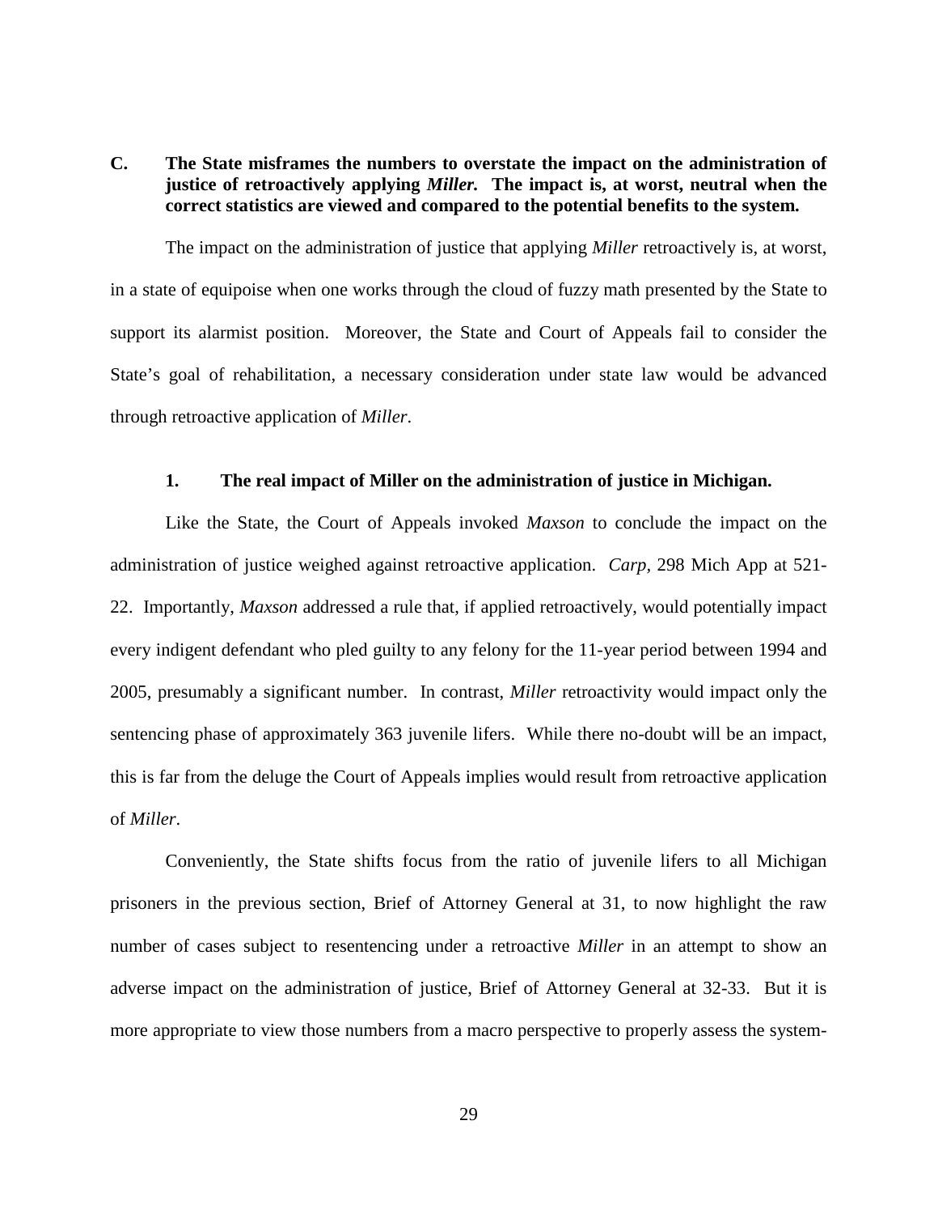**C. The State misframes the numbers to overstate the impact on the administration of justice of retroactively applying *Miller.* The impact is, at worst, neutral when the correct statistics are viewed and compared to the potential benefits to the system.**

The impact on the administration of justice that applying *Miller* retroactively is, at worst, in a state of equipoise when one works through the cloud of fuzzy math presented by the State to support its alarmist position. Moreover, the State and Court of Appeals fail to consider the State's goal of rehabilitation, a necessary consideration under state law would be advanced through retroactive application of *Miller*.

**1. The real impact of Miller on the administration of justice in Michigan.**

Like the State, the Court of Appeals invoked *Maxson* to conclude the impact on the administration of justice weighed against retroactive application. *Carp*, 298 Mich App at 521-22. Importantly, *Maxson* addressed a rule that, if applied retroactively, would potentially impact every indigent defendant who pled guilty to any felony for the 11-year period between 1994 and 2005, presumably a significant number. In contrast, *Miller* retroactivity would impact only the sentencing phase of approximately 363 juvenile lifers. While there no-doubt will be an impact, this is far from the deluge the Court of Appeals implies would result from retroactive application of *Miller*.

Conveniently, the State shifts focus from the ratio of juvenile lifers to all Michigan prisoners in the previous section, Brief of Attorney General at 31, to now highlight the raw number of cases subject to resentencing under a retroactive *Miller* in an attempt to show an adverse impact on the administration of justice, Brief of Attorney General at 32-33. But it is more appropriate to view those numbers from a macro perspective to properly assess the system-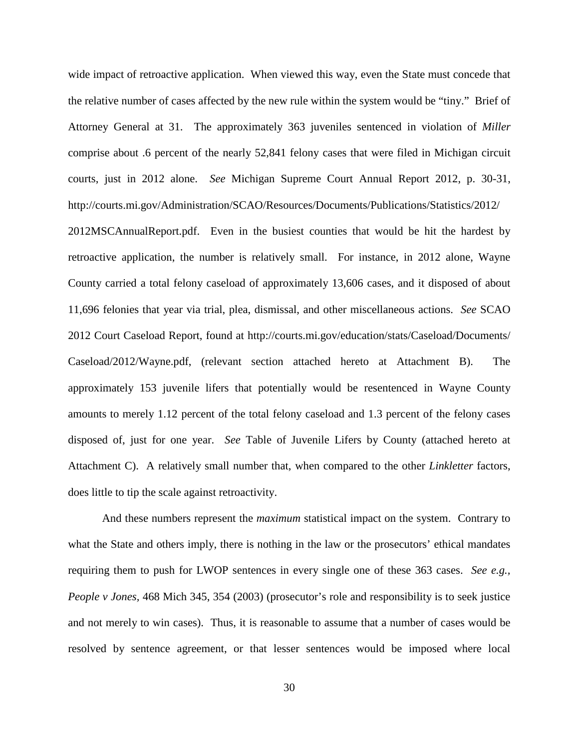wide impact of retroactive application. When viewed this way, even the State must concede that the relative number of cases affected by the new rule within the system would be "tiny." Brief of Attorney General at 31. The approximately 363 juveniles sentenced in violation of *Miller* comprise about .6 percent of the nearly 52,841 felony cases that were filed in Michigan circuit courts, just in 2012 alone. *See* Michigan Supreme Court Annual Report 2012, p. 30-31, http://courts.mi.gov/Administration/SCAO/Resources/Documents/Publications/Statistics/2012/2012MSCAnnualReport.pdf. Even in the busiest counties that would be hit the hardest by retroactive application, the number is relatively small. For instance, in 2012 alone, Wayne County carried a total felony caseload of approximately 13,606 cases, and it disposed of about 11,696 felonies that year via trial, plea, dismissal, and other miscellaneous actions. *See* SCAO 2012 Court Caseload Report, found at http://courts.mi.gov/education/stats/Caseload/Documents/Caseload/2012/Wayne.pdf, (relevant section attached hereto at Attachment B). The approximately 153 juvenile lifers that potentially would be resentenced in Wayne County amounts to merely 1.12 percent of the total felony caseload and 1.3 percent of the felony cases disposed of, just for one year. *See* Table of Juvenile Lifers by County (attached hereto at Attachment C). A relatively small number that, when compared to the other *Linkletter* factors, does little to tip the scale against retroactivity.

And these numbers represent the *maximum* statistical impact on the system. Contrary to what the State and others imply, there is nothing in the law or the prosecutors' ethical mandates requiring them to push for LWOP sentences in every single one of these 363 cases. *See e.g.*, *People v Jones*, 468 Mich 345, 354 (2003) (prosecutor's role and responsibility is to seek justice and not merely to win cases). Thus, it is reasonable to assume that a number of cases would be resolved by sentence agreement, or that lesser sentences would be imposed where local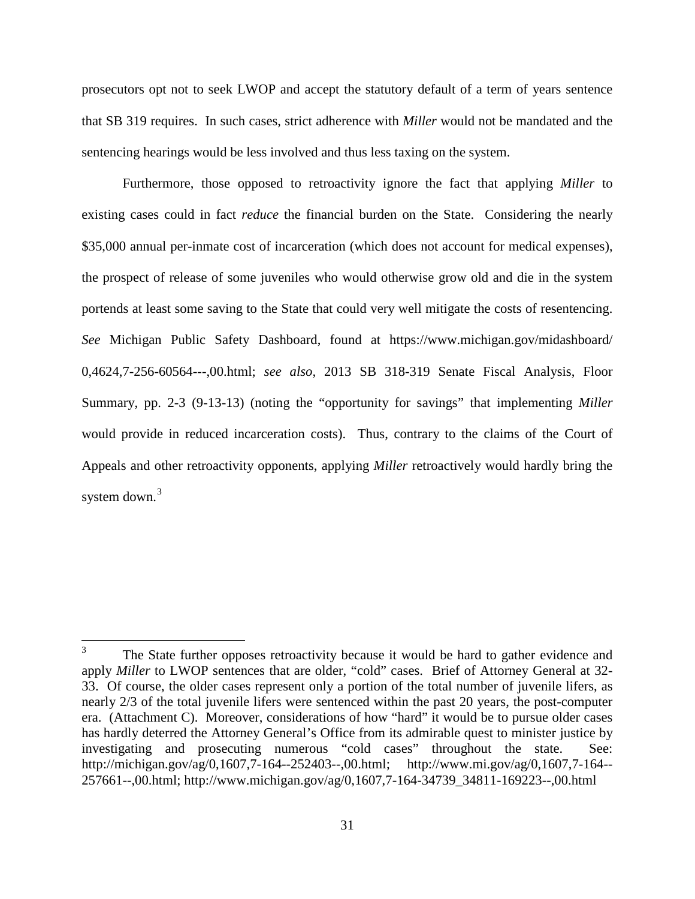prosecutors opt not to seek LWOP and accept the statutory default of a term of years sentence that SB 319 requires. In such cases, strict adherence with *Miller* would not be mandated and the sentencing hearings would be less involved and thus less taxing on the system.

Furthermore, those opposed to retroactivity ignore the fact that applying *Miller* to existing cases could in fact *reduce* the financial burden on the State. Considering the nearly $35,000 annual per-inmate cost of incarceration (which does not account for medical expenses), the prospect of release of some juveniles who would otherwise grow old and die in the system portends at least some saving to the State that could very well mitigate the costs of resentencing. *See* Michigan Public Safety Dashboard, found at https://www.michigan.gov/midashboard/0,4624,7-256-60564---,00.html; *see also*, 2013 SB 318-319 Senate Fiscal Analysis, Floor Summary, pp. 2-3 (9-13-13) (noting the "opportunity for savings" that implementing *Miller* would provide in reduced incarceration costs). Thus, contrary to the claims of the Court of Appeals and other retroactivity opponents, applying *Miller* retroactively would hardly bring the system down.[3]

---

[3] The State further opposes retroactivity because it would be hard to gather evidence and apply *Miller* to LWOP sentences that are older, "cold" cases. Brief of Attorney General at 32-33. Of course, the older cases represent only a portion of the total number of juvenile lifers, as nearly 2/3 of the total juvenile lifers were sentenced within the past 20 years, the post-computer era. (Attachment C). Moreover, considerations of how "hard" it would be to pursue older cases has hardly deterred the Attorney General's Office from its admirable quest to minister justice by investigating and prosecuting numerous "cold cases" throughout the state. See: http://michigan.gov/ag/0,1607,7-164--252403--,00.html; http://www.mi.gov/ag/0,1607,7-164--257661--,00.html; http://www.michigan.gov/ag/0,1607,7-164-34739_34811-169223--,00.html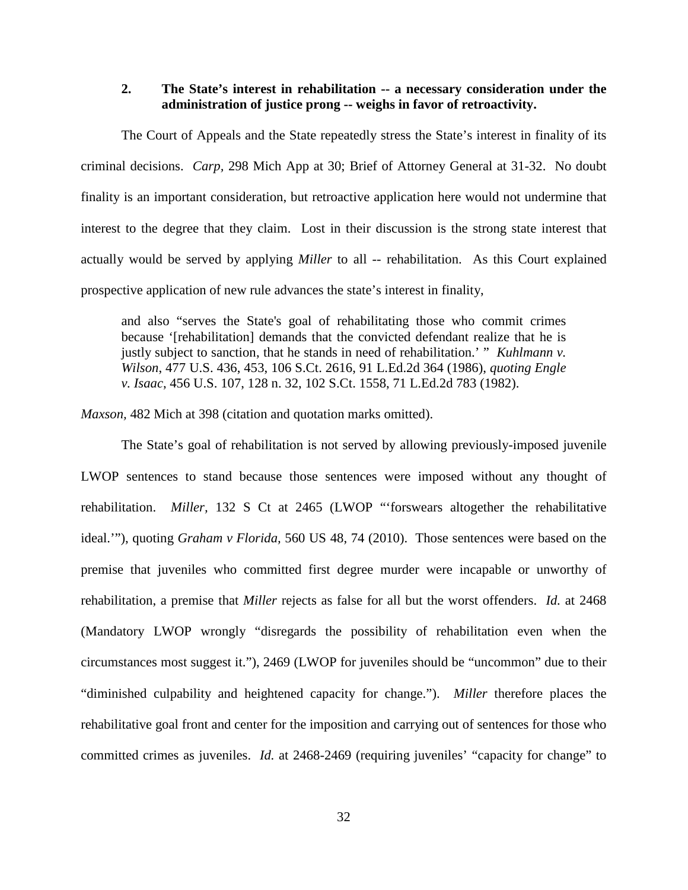**2. The State's interest in rehabilitation -- a necessary consideration under the administration of justice prong -- weighs in favor of retroactivity.**

The Court of Appeals and the State repeatedly stress the State's interest in finality of its criminal decisions. *Carp*, 298 Mich App at 30; Brief of Attorney General at 31-32. No doubt finality is an important consideration, but retroactive application here would not undermine that interest to the degree that they claim. Lost in their discussion is the strong state interest that actually would be served by applying *Miller* to all -- rehabilitation. As this Court explained prospective application of new rule advances the state's interest in finality,

> and also "serves the State's goal of rehabilitating those who commit crimes because '[rehabilitation] demands that the convicted defendant realize that he is justly subject to sanction, that he stands in need of rehabilitation.' " *Kuhlmann v. Wilson*, 477 U.S. 436, 453, 106 S.Ct. 2616, 91 L.Ed.2d 364 (1986), *quoting Engle v. Isaac*, 456 U.S. 107, 128 n. 32, 102 S.Ct. 1558, 71 L.Ed.2d 783 (1982).

*Maxson*, 482 Mich at 398 (citation and quotation marks omitted).

The State's goal of rehabilitation is not served by allowing previously-imposed juvenile LWOP sentences to stand because those sentences were imposed without any thought of rehabilitation. *Miller,* 132 S Ct at 2465 (LWOP "'forswears altogether the rehabilitative ideal.'"), quoting *Graham v Florida,* 560 US 48, 74 (2010). Those sentences were based on the premise that juveniles who committed first degree murder were incapable or unworthy of rehabilitation, a premise that *Miller* rejects as false for all but the worst offenders. *Id.* at 2468 (Mandatory LWOP wrongly "disregards the possibility of rehabilitation even when the circumstances most suggest it."), 2469 (LWOP for juveniles should be "uncommon" due to their "diminished culpability and heightened capacity for change."). *Miller* therefore places the rehabilitative goal front and center for the imposition and carrying out of sentences for those who committed crimes as juveniles. *Id.* at 2468-2469 (requiring juveniles' "capacity for change" to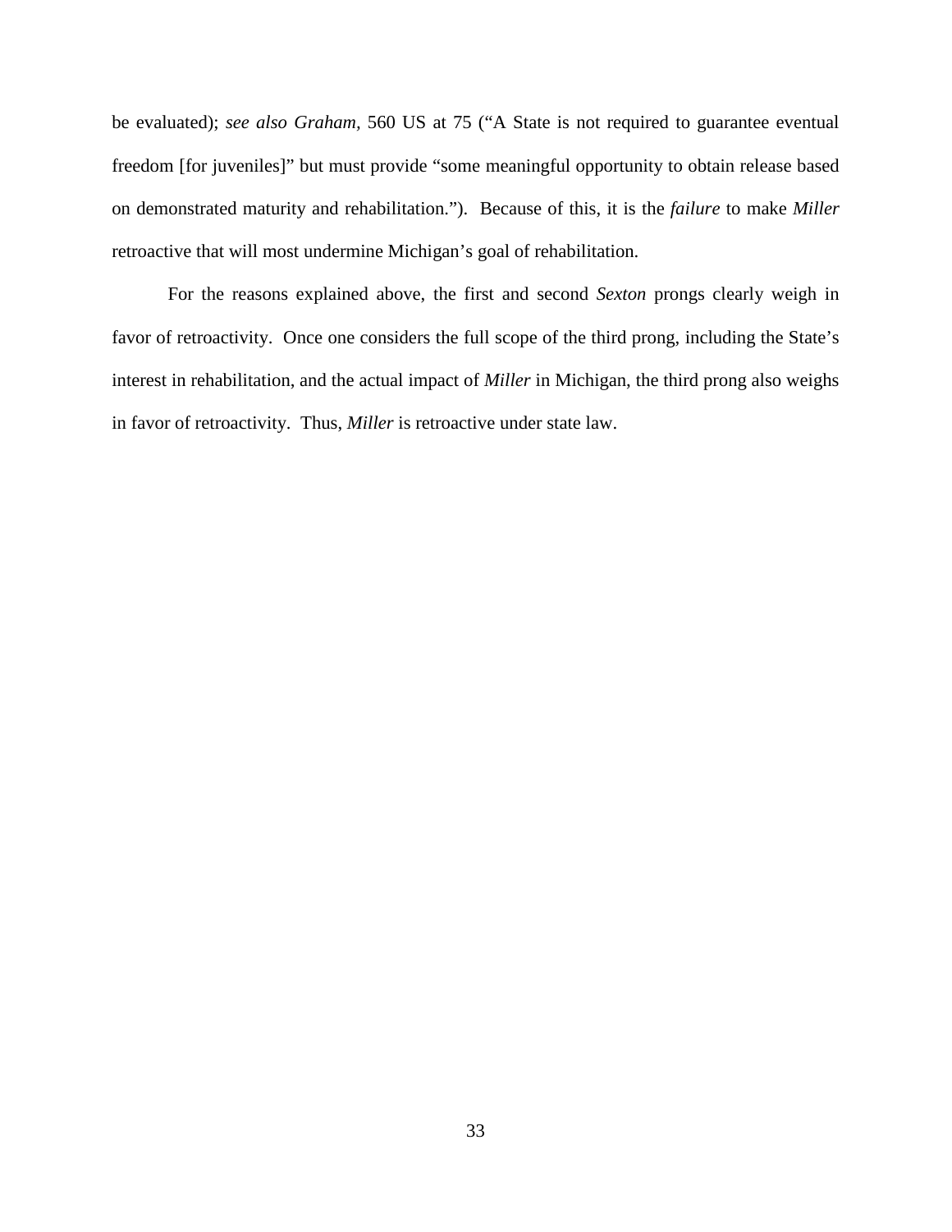be evaluated); *see also Graham*, 560 US at 75 ("A State is not required to guarantee eventual freedom [for juveniles]" but must provide "some meaningful opportunity to obtain release based on demonstrated maturity and rehabilitation."). Because of this, it is the *failure* to make *Miller* retroactive that will most undermine Michigan's goal of rehabilitation.

For the reasons explained above, the first and second *Sexton* prongs clearly weigh in favor of retroactivity. Once one considers the full scope of the third prong, including the State's interest in rehabilitation, and the actual impact of *Miller* in Michigan, the third prong also weighs in favor of retroactivity. Thus, *Miller* is retroactive under state law.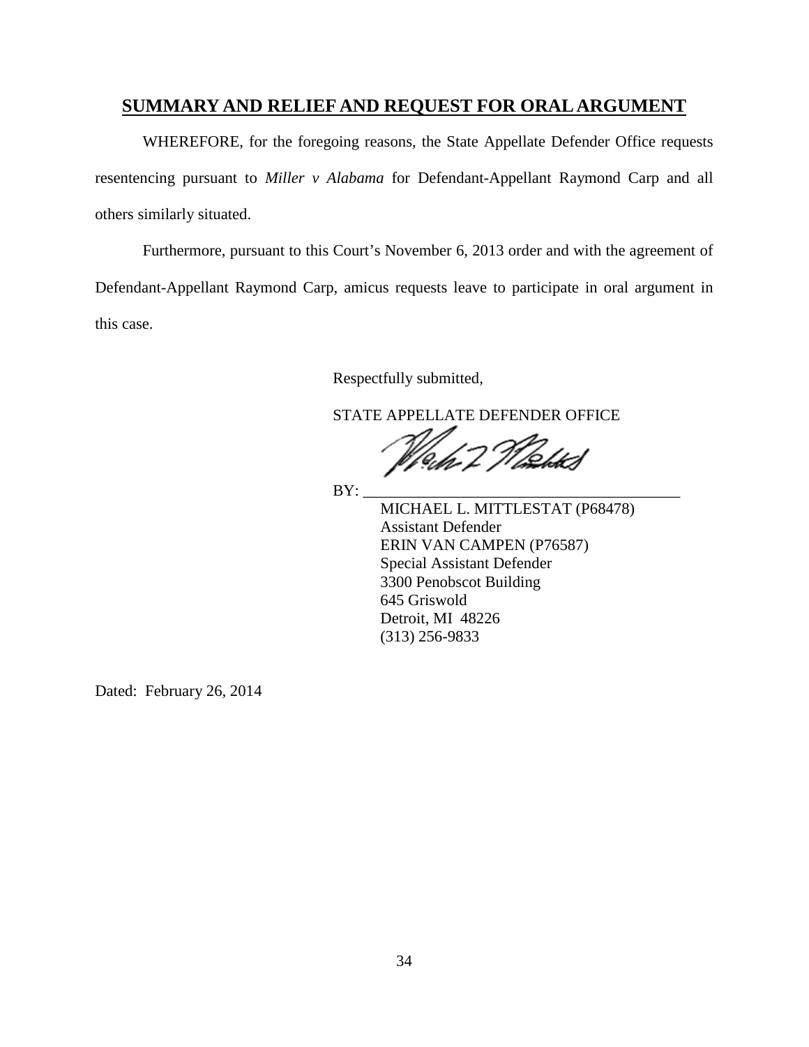## SUMMARY AND RELIEF AND REQUEST FOR ORAL ARGUMENT

WHEREFORE, for the foregoing reasons, the State Appellate Defender Office requests resentencing pursuant to *Miller v Alabama* for Defendant-Appellant Raymond Carp and all others similarly situated.

Furthermore, pursuant to this Court's November 6, 2013 order and with the agreement of Defendant-Appellant Raymond Carp, amicus requests leave to participate in oral argument in this case.

Respectfully submitted,

STATE APPELLATE DEFENDER OFFICE

BY: \_\_\_\_\_\_\_\_\_\_\_\_\_\_\_\_\_\_\_\_\_\_\_\_\_\_\_\_\_\_\_\_\_\_\_\_\_\_\_\_

MICHAEL L. MITTLESTAT (P68478)
Assistant Defender
ERIN VAN CAMPEN (P76587)
Special Assistant Defender
3300 Penobscot Building
645 Griswold
Detroit, MI 48226
(313) 256-9833

Dated: February 26, 2014